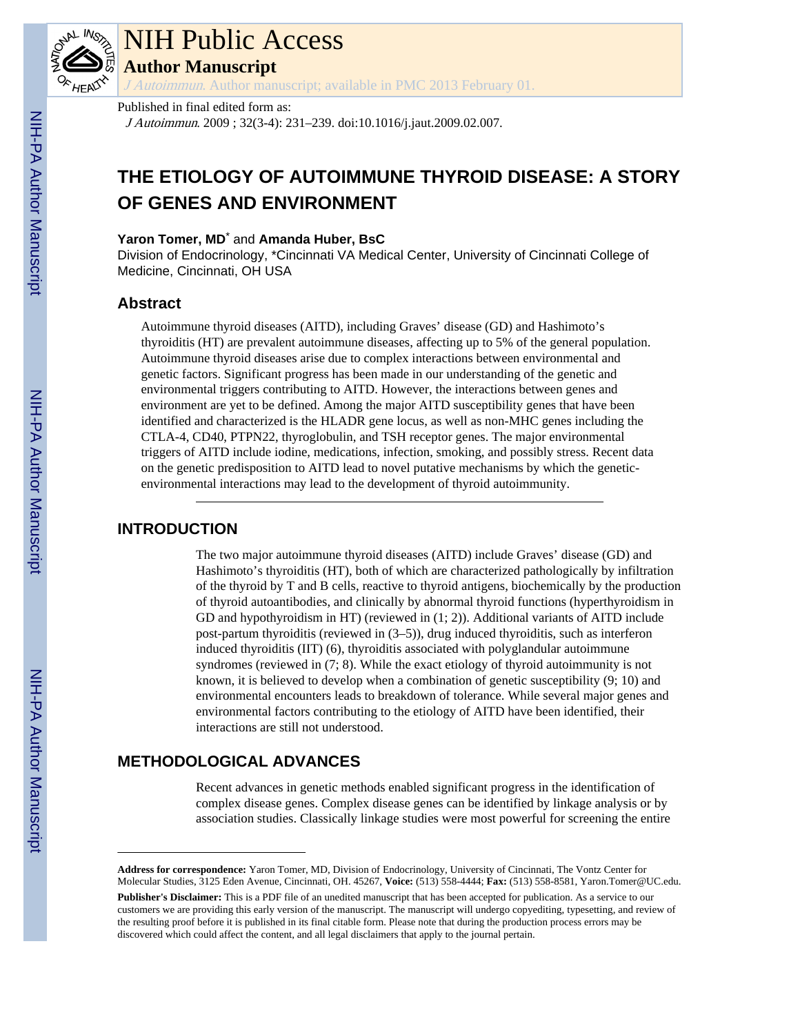# NIH Public Access

**Author Manuscript**

*J Autoimmun*. Author manuscript; available in PMC 2013 February 01.

Published in final edited form as:

*J Autoimmun*. 2009 ; 32(3-4): 231–239. doi:10.1016/j.jaut.2009.02.007.

# THE ETIOLOGY OF AUTOIMMUNE THYROID DISEASE: A STORY OF GENES AND ENVIRONMENT

**Yaron Tomer, MD**[*] and **Amanda Huber, BsC**

Division of Endocrinology, *Cincinnati VA Medical Center, University of Cincinnati College of Medicine, Cincinnati, OH USA

## Abstract

Autoimmune thyroid diseases (AITD), including Graves' disease (GD) and Hashimoto's thyroiditis (HT) are prevalent autoimmune diseases, affecting up to 5% of the general population. Autoimmune thyroid diseases arise due to complex interactions between environmental and genetic factors. Significant progress has been made in our understanding of the genetic and environmental triggers contributing to AITD. However, the interactions between genes and environment are yet to be defined. Among the major AITD susceptibility genes that have been identified and characterized is the HLADR gene locus, as well as non-MHC genes including the CTLA-4, CD40, PTPN22, thyroglobulin, and TSH receptor genes. The major environmental triggers of AITD include iodine, medications, infection, smoking, and possibly stress. Recent data on the genetic predisposition to AITD lead to novel putative mechanisms by which the genetic-environmental interactions may lead to the development of thyroid autoimmunity.

## INTRODUCTION

The two major autoimmune thyroid diseases (AITD) include Graves' disease (GD) and Hashimoto's thyroiditis (HT), both of which are characterized pathologically by infiltration of the thyroid by T and B cells, reactive to thyroid antigens, biochemically by the production of thyroid autoantibodies, and clinically by abnormal thyroid functions (hyperthyroidism in GD and hypothyroidism in HT) (reviewed in (1; 2)). Additional variants of AITD include post-partum thyroiditis (reviewed in (3–5)), drug induced thyroiditis, such as interferon induced thyroiditis (IIT) (6), thyroiditis associated with polyglandular autoimmune syndromes (reviewed in (7; 8). While the exact etiology of thyroid autoimmunity is not known, it is believed to develop when a combination of genetic susceptibility (9; 10) and environmental encounters leads to breakdown of tolerance. While several major genes and environmental factors contributing to the etiology of AITD have been identified, their interactions are still not understood.

## METHODOLOGICAL ADVANCES

Recent advances in genetic methods enabled significant progress in the identification of complex disease genes. Complex disease genes can be identified by linkage analysis or by association studies. Classically linkage studies were most powerful for screening the entire

---

**Address for correspondence:** Yaron Tomer, MD, Division of Endocrinology, University of Cincinnati, The Vontz Center for Molecular Studies, 3125 Eden Avenue, Cincinnati, OH. 45267, **Voice:** (513) 558-4444; **Fax:** (513) 558-8581, Yaron.Tomer@UC.edu.

**Publisher's Disclaimer:** This is a PDF file of an unedited manuscript that has been accepted for publication. As a service to our customers we are providing this early version of the manuscript. The manuscript will undergo copyediting, typesetting, and review of the resulting proof before it is published in its final citable form. Please note that during the production process errors may be discovered which could affect the content, and all legal disclaimers that apply to the journal pertain.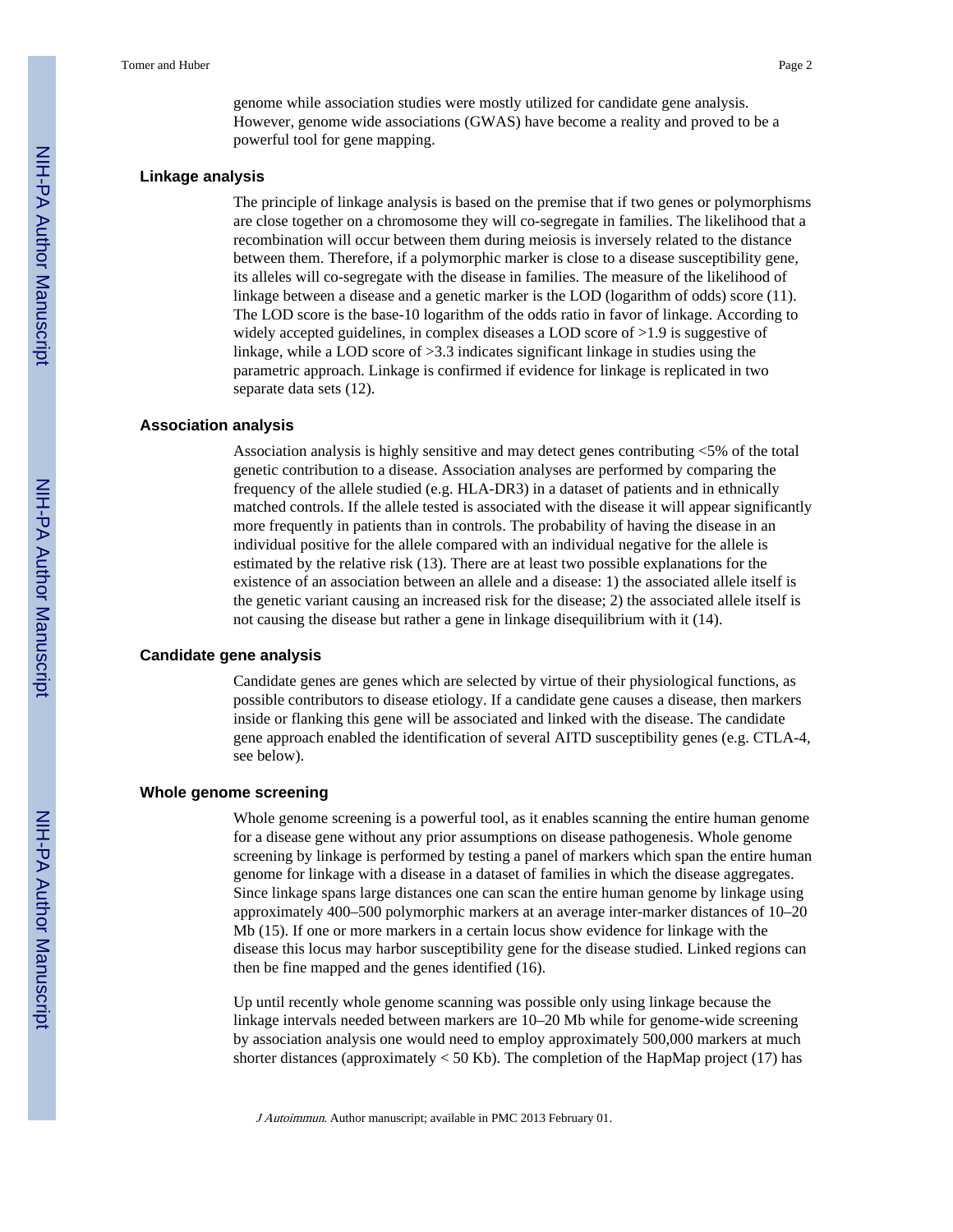genome while association studies were mostly utilized for candidate gene analysis. However, genome wide associations (GWAS) have become a reality and proved to be a powerful tool for gene mapping.

### Linkage analysis

The principle of linkage analysis is based on the premise that if two genes or polymorphisms are close together on a chromosome they will co-segregate in families. The likelihood that a recombination will occur between them during meiosis is inversely related to the distance between them. Therefore, if a polymorphic marker is close to a disease susceptibility gene, its alleles will co-segregate with the disease in families. The measure of the likelihood of linkage between a disease and a genetic marker is the LOD (logarithm of odds) score (11). The LOD score is the base-10 logarithm of the odds ratio in favor of linkage. According to widely accepted guidelines, in complex diseases a LOD score of >1.9 is suggestive of linkage, while a LOD score of >3.3 indicates significant linkage in studies using the parametric approach. Linkage is confirmed if evidence for linkage is replicated in two separate data sets (12).

### Association analysis

Association analysis is highly sensitive and may detect genes contributing <5% of the total genetic contribution to a disease. Association analyses are performed by comparing the frequency of the allele studied (e.g. HLA-DR3) in a dataset of patients and in ethnically matched controls. If the allele tested is associated with the disease it will appear significantly more frequently in patients than in controls. The probability of having the disease in an individual positive for the allele compared with an individual negative for the allele is estimated by the relative risk (13). There are at least two possible explanations for the existence of an association between an allele and a disease: 1) the associated allele itself is the genetic variant causing an increased risk for the disease; 2) the associated allele itself is not causing the disease but rather a gene in linkage disequilibrium with it (14).

### Candidate gene analysis

Candidate genes are genes which are selected by virtue of their physiological functions, as possible contributors to disease etiology. If a candidate gene causes a disease, then markers inside or flanking this gene will be associated and linked with the disease. The candidate gene approach enabled the identification of several AITD susceptibility genes (e.g. CTLA-4, see below).

### Whole genome screening

Whole genome screening is a powerful tool, as it enables scanning the entire human genome for a disease gene without any prior assumptions on disease pathogenesis. Whole genome screening by linkage is performed by testing a panel of markers which span the entire human genome for linkage with a disease in a dataset of families in which the disease aggregates. Since linkage spans large distances one can scan the entire human genome by linkage using approximately 400–500 polymorphic markers at an average inter-marker distances of 10–20 Mb (15). If one or more markers in a certain locus show evidence for linkage with the disease this locus may harbor susceptibility gene for the disease studied. Linked regions can then be fine mapped and the genes identified (16).

Up until recently whole genome scanning was possible only using linkage because the linkage intervals needed between markers are 10–20 Mb while for genome-wide screening by association analysis one would need to employ approximately 500,000 markers at much shorter distances (approximately < 50 Kb). The completion of the HapMap project (17) has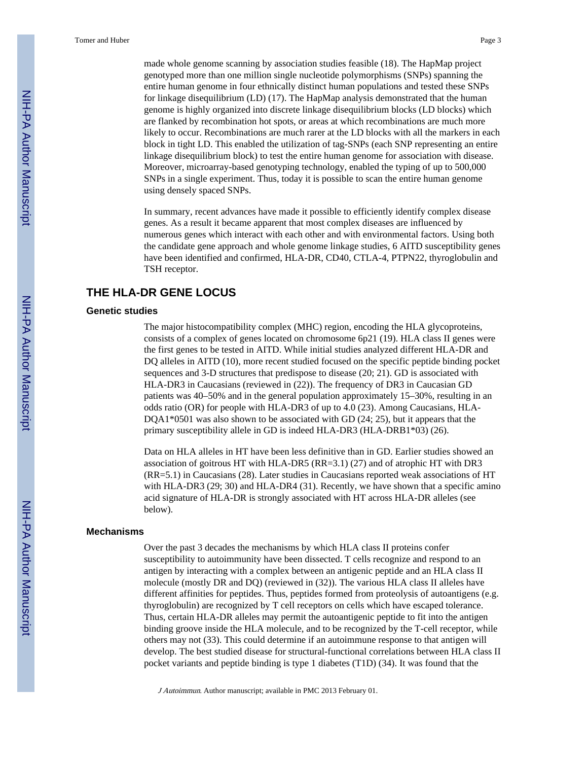made whole genome scanning by association studies feasible (18). The HapMap project genotyped more than one million single nucleotide polymorphisms (SNPs) spanning the entire human genome in four ethnically distinct human populations and tested these SNPs for linkage disequilibrium (LD) (17). The HapMap analysis demonstrated that the human genome is highly organized into discrete linkage disequilibrium blocks (LD blocks) which are flanked by recombination hot spots, or areas at which recombinations are much more likely to occur. Recombinations are much rarer at the LD blocks with all the markers in each block in tight LD. This enabled the utilization of tag-SNPs (each SNP representing an entire linkage disequilibrium block) to test the entire human genome for association with disease. Moreover, microarray-based genotyping technology, enabled the typing of up to 500,000 SNPs in a single experiment. Thus, today it is possible to scan the entire human genome using densely spaced SNPs.

In summary, recent advances have made it possible to efficiently identify complex disease genes. As a result it became apparent that most complex diseases are influenced by numerous genes which interact with each other and with environmental factors. Using both the candidate gene approach and whole genome linkage studies, 6 AITD susceptibility genes have been identified and confirmed, HLA-DR, CD40, CTLA-4, PTPN22, thyroglobulin and TSH receptor.

## THE HLA-DR GENE LOCUS

### Genetic studies

The major histocompatibility complex (MHC) region, encoding the HLA glycoproteins, consists of a complex of genes located on chromosome 6p21 (19). HLA class II genes were the first genes to be tested in AITD. While initial studies analyzed different HLA-DR and DQ alleles in AITD (10), more recent studied focused on the specific peptide binding pocket sequences and 3-D structures that predispose to disease (20; 21). GD is associated with HLA-DR3 in Caucasians (reviewed in (22)). The frequency of DR3 in Caucasian GD patients was 40–50% and in the general population approximately 15–30%, resulting in an odds ratio (OR) for people with HLA-DR3 of up to 4.0 (23). Among Caucasians, HLA-DQA1*0501 was also shown to be associated with GD (24; 25), but it appears that the primary susceptibility allele in GD is indeed HLA-DR3 (HLA-DRB1*03) (26).

Data on HLA alleles in HT have been less definitive than in GD. Earlier studies showed an association of goitrous HT with HLA-DR5 (RR=3.1) (27) and of atrophic HT with DR3 (RR=5.1) in Caucasians (28). Later studies in Caucasians reported weak associations of HT with HLA-DR3 (29; 30) and HLA-DR4 (31). Recently, we have shown that a specific amino acid signature of HLA-DR is strongly associated with HT across HLA-DR alleles (see below).

### Mechanisms

Over the past 3 decades the mechanisms by which HLA class II proteins confer susceptibility to autoimmunity have been dissected. T cells recognize and respond to an antigen by interacting with a complex between an antigenic peptide and an HLA class II molecule (mostly DR and DQ) (reviewed in (32)). The various HLA class II alleles have different affinities for peptides. Thus, peptides formed from proteolysis of autoantigens (e.g. thyroglobulin) are recognized by T cell receptors on cells which have escaped tolerance. Thus, certain HLA-DR alleles may permit the autoantigenic peptide to fit into the antigen binding groove inside the HLA molecule, and to be recognized by the T-cell receptor, while others may not (33). This could determine if an autoimmune response to that antigen will develop. The best studied disease for structural-functional correlations between HLA class II pocket variants and peptide binding is type 1 diabetes (T1D) (34). It was found that the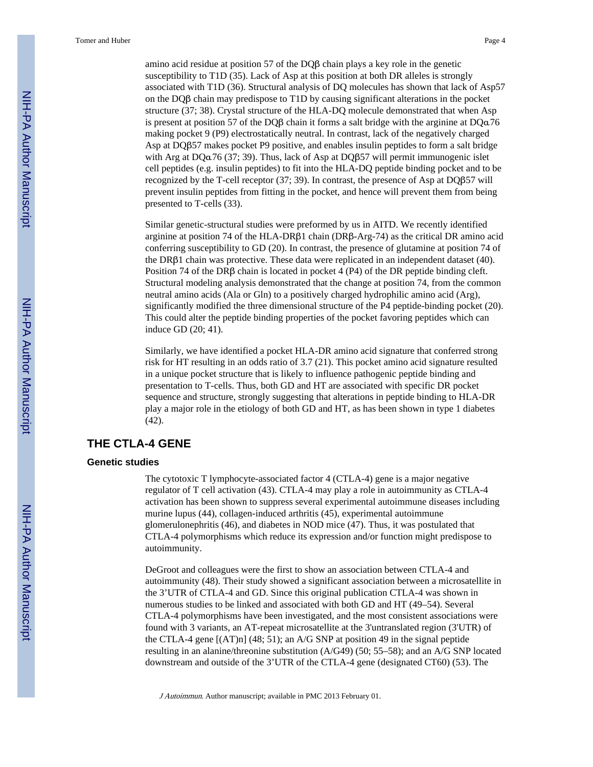amino acid residue at position 57 of the DQβ chain plays a key role in the genetic susceptibility to T1D (35). Lack of Asp at this position at both DR alleles is strongly associated with T1D (36). Structural analysis of DQ molecules has shown that lack of Asp57 on the DQβ chain may predispose to T1D by causing significant alterations in the pocket structure (37; 38). Crystal structure of the HLA-DQ molecule demonstrated that when Asp is present at position 57 of the DQβ chain it forms a salt bridge with the arginine at DQα76 making pocket 9 (P9) electrostatically neutral. In contrast, lack of the negatively charged Asp at DQβ57 makes pocket P9 positive, and enables insulin peptides to form a salt bridge with Arg at DQα76 (37; 39). Thus, lack of Asp at DQβ57 will permit immunogenic islet cell peptides (e.g. insulin peptides) to fit into the HLA-DQ peptide binding pocket and to be recognized by the T-cell receptor (37; 39). In contrast, the presence of Asp at DQβ57 will prevent insulin peptides from fitting in the pocket, and hence will prevent them from being presented to T-cells (33).

Similar genetic-structural studies were preformed by us in AITD. We recently identified arginine at position 74 of the HLA-DRβ1 chain (DRβ-Arg-74) as the critical DR amino acid conferring susceptibility to GD (20). In contrast, the presence of glutamine at position 74 of the DRβ1 chain was protective. These data were replicated in an independent dataset (40). Position 74 of the DRβ chain is located in pocket 4 (P4) of the DR peptide binding cleft. Structural modeling analysis demonstrated that the change at position 74, from the common neutral amino acids (Ala or Gln) to a positively charged hydrophilic amino acid (Arg), significantly modified the three dimensional structure of the P4 peptide-binding pocket (20). This could alter the peptide binding properties of the pocket favoring peptides which can induce GD (20; 41).

Similarly, we have identified a pocket HLA-DR amino acid signature that conferred strong risk for HT resulting in an odds ratio of 3.7 (21). This pocket amino acid signature resulted in a unique pocket structure that is likely to influence pathogenic peptide binding and presentation to T-cells. Thus, both GD and HT are associated with specific DR pocket sequence and structure, strongly suggesting that alterations in peptide binding to HLA-DR play a major role in the etiology of both GD and HT, as has been shown in type 1 diabetes (42).

## THE CTLA-4 GENE

### Genetic studies

The cytotoxic T lymphocyte-associated factor 4 (CTLA-4) gene is a major negative regulator of T cell activation (43). CTLA-4 may play a role in autoimmunity as CTLA-4 activation has been shown to suppress several experimental autoimmune diseases including murine lupus (44), collagen-induced arthritis (45), experimental autoimmune glomerulonephritis (46), and diabetes in NOD mice (47). Thus, it was postulated that CTLA-4 polymorphisms which reduce its expression and/or function might predispose to autoimmunity.

DeGroot and colleagues were the first to show an association between CTLA-4 and autoimmunity (48). Their study showed a significant association between a microsatellite in the 3'UTR of CTLA-4 and GD. Since this original publication CTLA-4 was shown in numerous studies to be linked and associated with both GD and HT (49–54). Several CTLA-4 polymorphisms have been investigated, and the most consistent associations were found with 3 variants, an AT-repeat microsatellite at the 3'untranslated region (3'UTR) of the CTLA-4 gene [(AT)n] (48; 51); an A/G SNP at position 49 in the signal peptide resulting in an alanine/threonine substitution (A/G49) (50; 55–58); and an A/G SNP located downstream and outside of the 3'UTR of the CTLA-4 gene (designated CT60) (53). The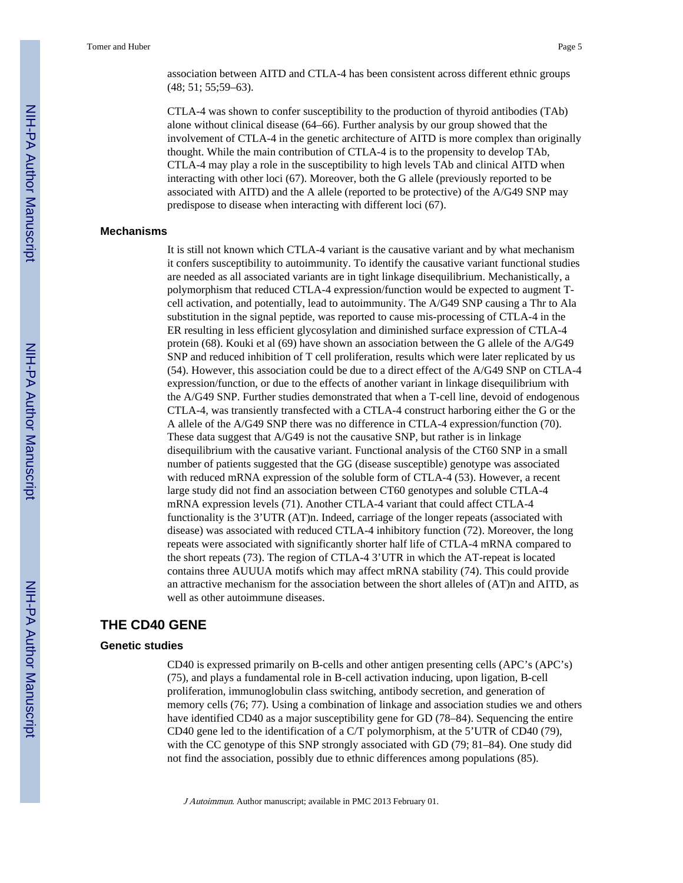association between AITD and CTLA-4 has been consistent across different ethnic groups (48; 51; 55;59–63).

CTLA-4 was shown to confer susceptibility to the production of thyroid antibodies (TAb) alone without clinical disease (64–66). Further analysis by our group showed that the involvement of CTLA-4 in the genetic architecture of AITD is more complex than originally thought. While the main contribution of CTLA-4 is to the propensity to develop TAb, CTLA-4 may play a role in the susceptibility to high levels TAb and clinical AITD when interacting with other loci (67). Moreover, both the G allele (previously reported to be associated with AITD) and the A allele (reported to be protective) of the A/G49 SNP may predispose to disease when interacting with different loci (67).

### Mechanisms

It is still not known which CTLA-4 variant is the causative variant and by what mechanism it confers susceptibility to autoimmunity. To identify the causative variant functional studies are needed as all associated variants are in tight linkage disequilibrium. Mechanistically, a polymorphism that reduced CTLA-4 expression/function would be expected to augment T-cell activation, and potentially, lead to autoimmunity. The A/G49 SNP causing a Thr to Ala substitution in the signal peptide, was reported to cause mis-processing of CTLA-4 in the ER resulting in less efficient glycosylation and diminished surface expression of CTLA-4 protein (68). Kouki et al (69) have shown an association between the G allele of the A/G49 SNP and reduced inhibition of T cell proliferation, results which were later replicated by us (54). However, this association could be due to a direct effect of the A/G49 SNP on CTLA-4 expression/function, or due to the effects of another variant in linkage disequilibrium with the A/G49 SNP. Further studies demonstrated that when a T-cell line, devoid of endogenous CTLA-4, was transiently transfected with a CTLA-4 construct harboring either the G or the A allele of the A/G49 SNP there was no difference in CTLA-4 expression/function (70). These data suggest that A/G49 is not the causative SNP, but rather is in linkage disequilibrium with the causative variant. Functional analysis of the CT60 SNP in a small number of patients suggested that the GG (disease susceptible) genotype was associated with reduced mRNA expression of the soluble form of CTLA-4 (53). However, a recent large study did not find an association between CT60 genotypes and soluble CTLA-4 mRNA expression levels (71). Another CTLA-4 variant that could affect CTLA-4 functionality is the 3'UTR (AT)n. Indeed, carriage of the longer repeats (associated with disease) was associated with reduced CTLA-4 inhibitory function (72). Moreover, the long repeats were associated with significantly shorter half life of CTLA-4 mRNA compared to the short repeats (73). The region of CTLA-4 3'UTR in which the AT-repeat is located contains three AUUUA motifs which may affect mRNA stability (74). This could provide an attractive mechanism for the association between the short alleles of (AT)n and AITD, as well as other autoimmune diseases.

## THE CD40 GENE

### Genetic studies

CD40 is expressed primarily on B-cells and other antigen presenting cells (APC's (APC's) (75), and plays a fundamental role in B-cell activation inducing, upon ligation, B-cell proliferation, immunoglobulin class switching, antibody secretion, and generation of memory cells (76; 77). Using a combination of linkage and association studies we and others have identified CD40 as a major susceptibility gene for GD (78–84). Sequencing the entire CD40 gene led to the identification of a C/T polymorphism, at the 5'UTR of CD40 (79), with the CC genotype of this SNP strongly associated with GD (79; 81–84). One study did not find the association, possibly due to ethnic differences among populations (85).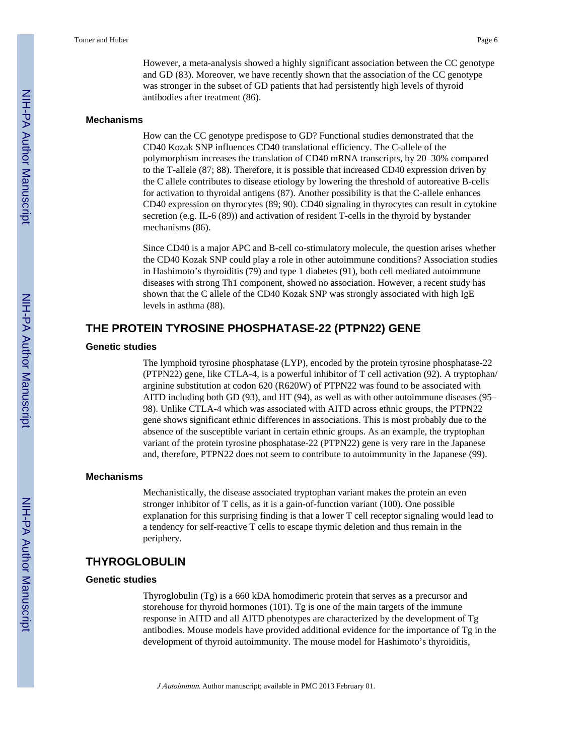However, a meta-analysis showed a highly significant association between the CC genotype and GD (83). Moreover, we have recently shown that the association of the CC genotype was stronger in the subset of GD patients that had persistently high levels of thyroid antibodies after treatment (86).

### Mechanisms

How can the CC genotype predispose to GD? Functional studies demonstrated that the CD40 Kozak SNP influences CD40 translational efficiency. The C-allele of the polymorphism increases the translation of CD40 mRNA transcripts, by 20–30% compared to the T-allele (87; 88). Therefore, it is possible that increased CD40 expression driven by the C allele contributes to disease etiology by lowering the threshold of autoreative B-cells for activation to thyroidal antigens (87). Another possibility is that the C-allele enhances CD40 expression on thyrocytes (89; 90). CD40 signaling in thyrocytes can result in cytokine secretion (e.g. IL-6 (89)) and activation of resident T-cells in the thyroid by bystander mechanisms (86).

Since CD40 is a major APC and B-cell co-stimulatory molecule, the question arises whether the CD40 Kozak SNP could play a role in other autoimmune conditions? Association studies in Hashimoto's thyroiditis (79) and type 1 diabetes (91), both cell mediated autoimmune diseases with strong Th1 component, showed no association. However, a recent study has shown that the C allele of the CD40 Kozak SNP was strongly associated with high IgE levels in asthma (88).

## THE PROTEIN TYROSINE PHOSPHATASE-22 (PTPN22) GENE

### Genetic studies

The lymphoid tyrosine phosphatase (LYP), encoded by the protein tyrosine phosphatase-22 (PTPN22) gene, like CTLA-4, is a powerful inhibitor of T cell activation (92). A tryptophan/arginine substitution at codon 620 (R620W) of PTPN22 was found to be associated with AITD including both GD (93), and HT (94), as well as with other autoimmune diseases (95–98). Unlike CTLA-4 which was associated with AITD across ethnic groups, the PTPN22 gene shows significant ethnic differences in associations. This is most probably due to the absence of the susceptible variant in certain ethnic groups. As an example, the tryptophan variant of the protein tyrosine phosphatase-22 (PTPN22) gene is very rare in the Japanese and, therefore, PTPN22 does not seem to contribute to autoimmunity in the Japanese (99).

### Mechanisms

Mechanistically, the disease associated tryptophan variant makes the protein an even stronger inhibitor of T cells, as it is a gain-of-function variant (100). One possible explanation for this surprising finding is that a lower T cell receptor signaling would lead to a tendency for self-reactive T cells to escape thymic deletion and thus remain in the periphery.

## THYROGLOBULIN

### Genetic studies

Thyroglobulin (Tg) is a 660 kDA homodimeric protein that serves as a precursor and storehouse for thyroid hormones (101). Tg is one of the main targets of the immune response in AITD and all AITD phenotypes are characterized by the development of Tg antibodies. Mouse models have provided additional evidence for the importance of Tg in the development of thyroid autoimmunity. The mouse model for Hashimoto's thyroiditis,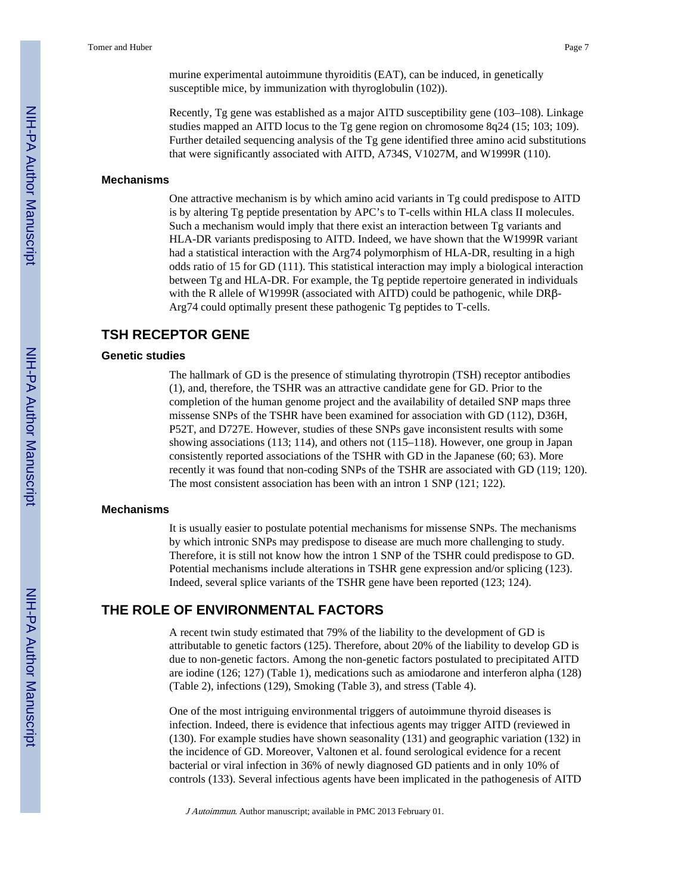murine experimental autoimmune thyroiditis (EAT), can be induced, in genetically susceptible mice, by immunization with thyroglobulin (102)).

Recently, Tg gene was established as a major AITD susceptibility gene (103–108). Linkage studies mapped an AITD locus to the Tg gene region on chromosome 8q24 (15; 103; 109). Further detailed sequencing analysis of the Tg gene identified three amino acid substitutions that were significantly associated with AITD, A734S, V1027M, and W1999R (110).

### Mechanisms

One attractive mechanism is by which amino acid variants in Tg could predispose to AITD is by altering Tg peptide presentation by APC's to T-cells within HLA class II molecules. Such a mechanism would imply that there exist an interaction between Tg variants and HLA-DR variants predisposing to AITD. Indeed, we have shown that the W1999R variant had a statistical interaction with the Arg74 polymorphism of HLA-DR, resulting in a high odds ratio of 15 for GD (111). This statistical interaction may imply a biological interaction between Tg and HLA-DR. For example, the Tg peptide repertoire generated in individuals with the R allele of W1999R (associated with AITD) could be pathogenic, while DRβ-Arg74 could optimally present these pathogenic Tg peptides to T-cells.

## TSH RECEPTOR GENE

### Genetic studies

The hallmark of GD is the presence of stimulating thyrotropin (TSH) receptor antibodies (1), and, therefore, the TSHR was an attractive candidate gene for GD. Prior to the completion of the human genome project and the availability of detailed SNP maps three missense SNPs of the TSHR have been examined for association with GD (112), D36H, P52T, and D727E. However, studies of these SNPs gave inconsistent results with some showing associations (113; 114), and others not (115–118). However, one group in Japan consistently reported associations of the TSHR with GD in the Japanese (60; 63). More recently it was found that non-coding SNPs of the TSHR are associated with GD (119; 120). The most consistent association has been with an intron 1 SNP (121; 122).

### Mechanisms

It is usually easier to postulate potential mechanisms for missense SNPs. The mechanisms by which intronic SNPs may predispose to disease are much more challenging to study. Therefore, it is still not know how the intron 1 SNP of the TSHR could predispose to GD. Potential mechanisms include alterations in TSHR gene expression and/or splicing (123). Indeed, several splice variants of the TSHR gene have been reported (123; 124).

## THE ROLE OF ENVIRONMENTAL FACTORS

A recent twin study estimated that 79% of the liability to the development of GD is attributable to genetic factors (125). Therefore, about 20% of the liability to develop GD is due to non-genetic factors. Among the non-genetic factors postulated to precipitated AITD are iodine (126; 127) (Table 1), medications such as amiodarone and interferon alpha (128) (Table 2), infections (129), Smoking (Table 3), and stress (Table 4).

One of the most intriguing environmental triggers of autoimmune thyroid diseases is infection. Indeed, there is evidence that infectious agents may trigger AITD (reviewed in (130). For example studies have shown seasonality (131) and geographic variation (132) in the incidence of GD. Moreover, Valtonen et al. found serological evidence for a recent bacterial or viral infection in 36% of newly diagnosed GD patients and in only 10% of controls (133). Several infectious agents have been implicated in the pathogenesis of AITD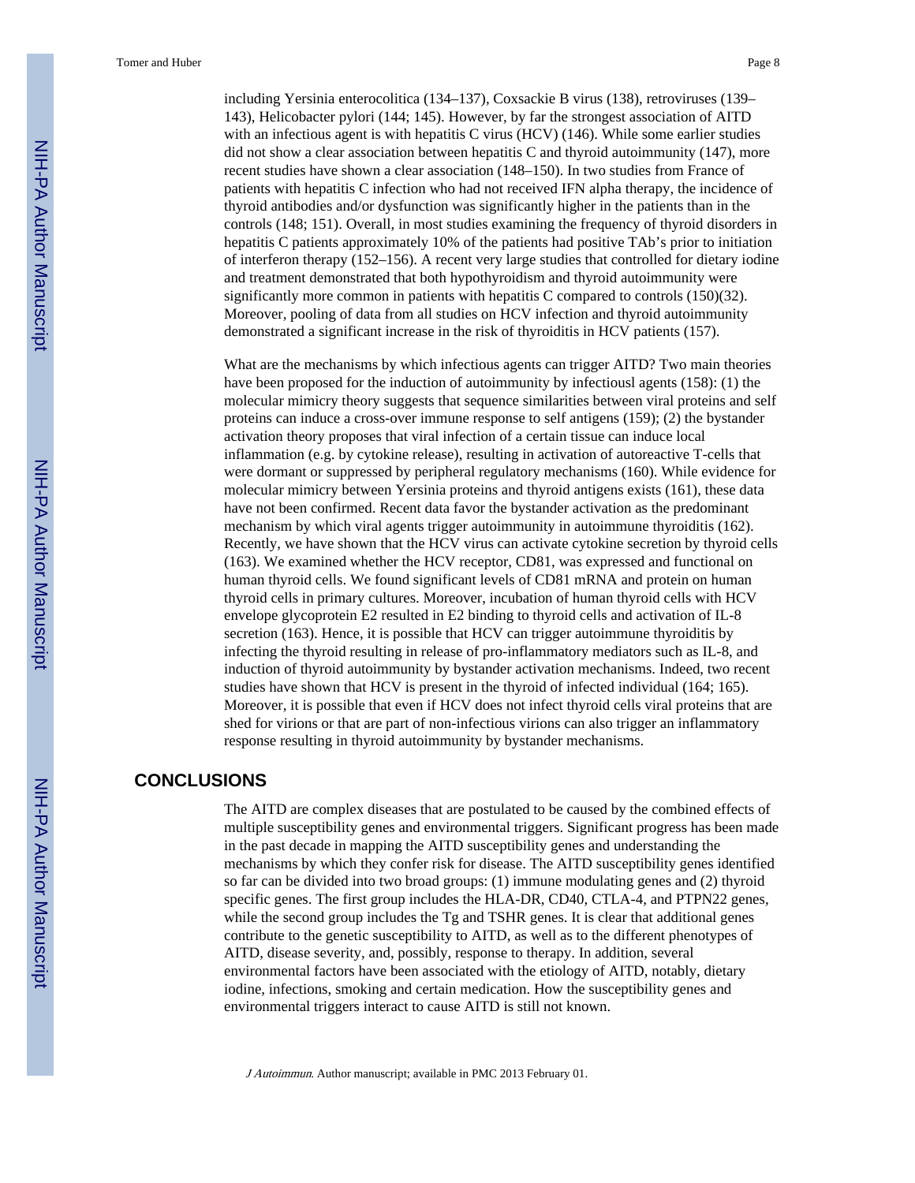including Yersinia enterocolitica (134–137), Coxsackie B virus (138), retroviruses (139–143), Helicobacter pylori (144; 145). However, by far the strongest association of AITD with an infectious agent is with hepatitis C virus (HCV) (146). While some earlier studies did not show a clear association between hepatitis C and thyroid autoimmunity (147), more recent studies have shown a clear association (148–150). In two studies from France of patients with hepatitis C infection who had not received IFN alpha therapy, the incidence of thyroid antibodies and/or dysfunction was significantly higher in the patients than in the controls (148; 151). Overall, in most studies examining the frequency of thyroid disorders in hepatitis C patients approximately 10% of the patients had positive TAb's prior to initiation of interferon therapy (152–156). A recent very large studies that controlled for dietary iodine and treatment demonstrated that both hypothyroidism and thyroid autoimmunity were significantly more common in patients with hepatitis C compared to controls (150)(32). Moreover, pooling of data from all studies on HCV infection and thyroid autoimmunity demonstrated a significant increase in the risk of thyroiditis in HCV patients (157).

What are the mechanisms by which infectious agents can trigger AITD? Two main theories have been proposed for the induction of autoimmunity by infectiousl agents (158): (1) the molecular mimicry theory suggests that sequence similarities between viral proteins and self proteins can induce a cross-over immune response to self antigens (159); (2) the bystander activation theory proposes that viral infection of a certain tissue can induce local inflammation (e.g. by cytokine release), resulting in activation of autoreactive T-cells that were dormant or suppressed by peripheral regulatory mechanisms (160). While evidence for molecular mimicry between Yersinia proteins and thyroid antigens exists (161), these data have not been confirmed. Recent data favor the bystander activation as the predominant mechanism by which viral agents trigger autoimmunity in autoimmune thyroiditis (162). Recently, we have shown that the HCV virus can activate cytokine secretion by thyroid cells (163). We examined whether the HCV receptor, CD81, was expressed and functional on human thyroid cells. We found significant levels of CD81 mRNA and protein on human thyroid cells in primary cultures. Moreover, incubation of human thyroid cells with HCV envelope glycoprotein E2 resulted in E2 binding to thyroid cells and activation of IL-8 secretion (163). Hence, it is possible that HCV can trigger autoimmune thyroiditis by infecting the thyroid resulting in release of pro-inflammatory mediators such as IL-8, and induction of thyroid autoimmunity by bystander activation mechanisms. Indeed, two recent studies have shown that HCV is present in the thyroid of infected individual (164; 165). Moreover, it is possible that even if HCV does not infect thyroid cells viral proteins that are shed for virions or that are part of non-infectious virions can also trigger an inflammatory response resulting in thyroid autoimmunity by bystander mechanisms.

# CONCLUSIONS

The AITD are complex diseases that are postulated to be caused by the combined effects of multiple susceptibility genes and environmental triggers. Significant progress has been made in the past decade in mapping the AITD susceptibility genes and understanding the mechanisms by which they confer risk for disease. The AITD susceptibility genes identified so far can be divided into two broad groups: (1) immune modulating genes and (2) thyroid specific genes. The first group includes the HLA-DR, CD40, CTLA-4, and PTPN22 genes, while the second group includes the Tg and TSHR genes. It is clear that additional genes contribute to the genetic susceptibility to AITD, as well as to the different phenotypes of AITD, disease severity, and, possibly, response to therapy. In addition, several environmental factors have been associated with the etiology of AITD, notably, dietary iodine, infections, smoking and certain medication. How the susceptibility genes and environmental triggers interact to cause AITD is still not known.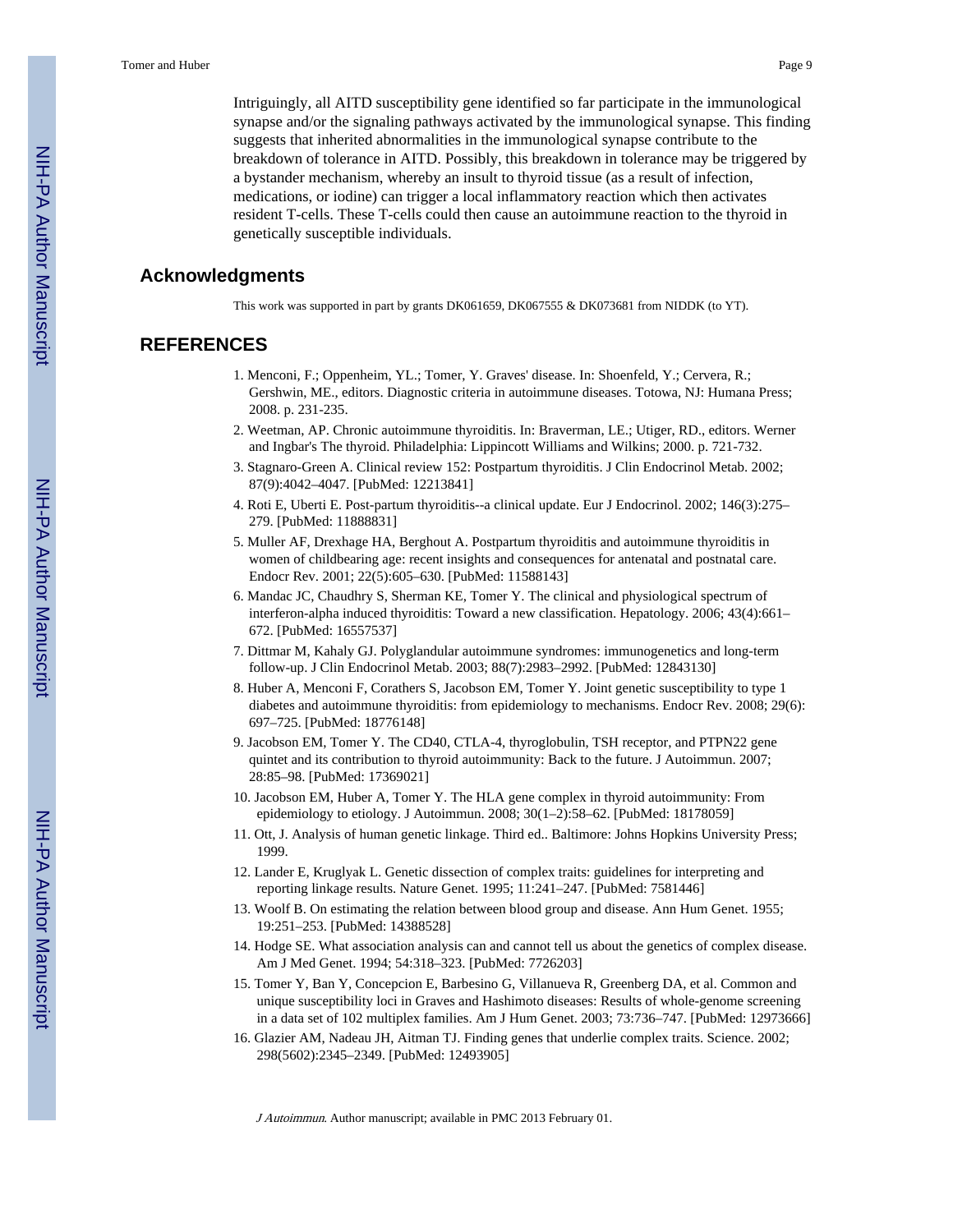Intriguingly, all AITD susceptibility gene identified so far participate in the immunological synapse and/or the signaling pathways activated by the immunological synapse. This finding suggests that inherited abnormalities in the immunological synapse contribute to the breakdown of tolerance in AITD. Possibly, this breakdown in tolerance may be triggered by a bystander mechanism, whereby an insult to thyroid tissue (as a result of infection, medications, or iodine) can trigger a local inflammatory reaction which then activates resident T-cells. These T-cells could then cause an autoimmune reaction to the thyroid in genetically susceptible individuals.

## Acknowledgments

This work was supported in part by grants DK061659, DK067555 & DK073681 from NIDDK (to YT).

## REFERENCES

1. Menconi, F.; Oppenheim, YL.; Tomer, Y. Graves' disease. In: Shoenfeld, Y.; Cervera, R.; Gershwin, ME., editors. Diagnostic criteria in autoimmune diseases. Totowa, NJ: Humana Press; 2008. p. 231-235.
2. Weetman, AP. Chronic autoimmune thyroiditis. In: Braverman, LE.; Utiger, RD., editors. Werner and Ingbar's The thyroid. Philadelphia: Lippincott Williams and Wilkins; 2000. p. 721-732.
3. Stagnaro-Green A. Clinical review 152: Postpartum thyroiditis. J Clin Endocrinol Metab. 2002; 87(9):4042–4047. [PubMed: 12213841]
4. Roti E, Uberti E. Post-partum thyroiditis--a clinical update. Eur J Endocrinol. 2002; 146(3):275–279. [PubMed: 11888831]
5. Muller AF, Drexhage HA, Berghout A. Postpartum thyroiditis and autoimmune thyroiditis in women of childbearing age: recent insights and consequences for antenatal and postnatal care. Endocr Rev. 2001; 22(5):605–630. [PubMed: 11588143]
6. Mandac JC, Chaudhry S, Sherman KE, Tomer Y. The clinical and physiological spectrum of interferon-alpha induced thyroiditis: Toward a new classification. Hepatology. 2006; 43(4):661–672. [PubMed: 16557537]
7. Dittmar M, Kahaly GJ. Polyglandular autoimmune syndromes: immunogenetics and long-term follow-up. J Clin Endocrinol Metab. 2003; 88(7):2983–2992. [PubMed: 12843130]
8. Huber A, Menconi F, Corathers S, Jacobson EM, Tomer Y. Joint genetic susceptibility to type 1 diabetes and autoimmune thyroiditis: from epidemiology to mechanisms. Endocr Rev. 2008; 29(6): 697–725. [PubMed: 18776148]
9. Jacobson EM, Tomer Y. The CD40, CTLA-4, thyroglobulin, TSH receptor, and PTPN22 gene quintet and its contribution to thyroid autoimmunity: Back to the future. J Autoimmun. 2007; 28:85–98. [PubMed: 17369021]
10. Jacobson EM, Huber A, Tomer Y. The HLA gene complex in thyroid autoimmunity: From epidemiology to etiology. J Autoimmun. 2008; 30(1–2):58–62. [PubMed: 18178059]
11. Ott, J. Analysis of human genetic linkage. Third ed.. Baltimore: Johns Hopkins University Press; 1999.
12. Lander E, Kruglyak L. Genetic dissection of complex traits: guidelines for interpreting and reporting linkage results. Nature Genet. 1995; 11:241–247. [PubMed: 7581446]
13. Woolf B. On estimating the relation between blood group and disease. Ann Hum Genet. 1955; 19:251–253. [PubMed: 14388528]
14. Hodge SE. What association analysis can and cannot tell us about the genetics of complex disease. Am J Med Genet. 1994; 54:318–323. [PubMed: 7726203]
15. Tomer Y, Ban Y, Concepcion E, Barbesino G, Villanueva R, Greenberg DA, et al. Common and unique susceptibility loci in Graves and Hashimoto diseases: Results of whole-genome screening in a data set of 102 multiplex families. Am J Hum Genet. 2003; 73:736–747. [PubMed: 12973666]
16. Glazier AM, Nadeau JH, Aitman TJ. Finding genes that underlie complex traits. Science. 2002; 298(5602):2345–2349. [PubMed: 12493905]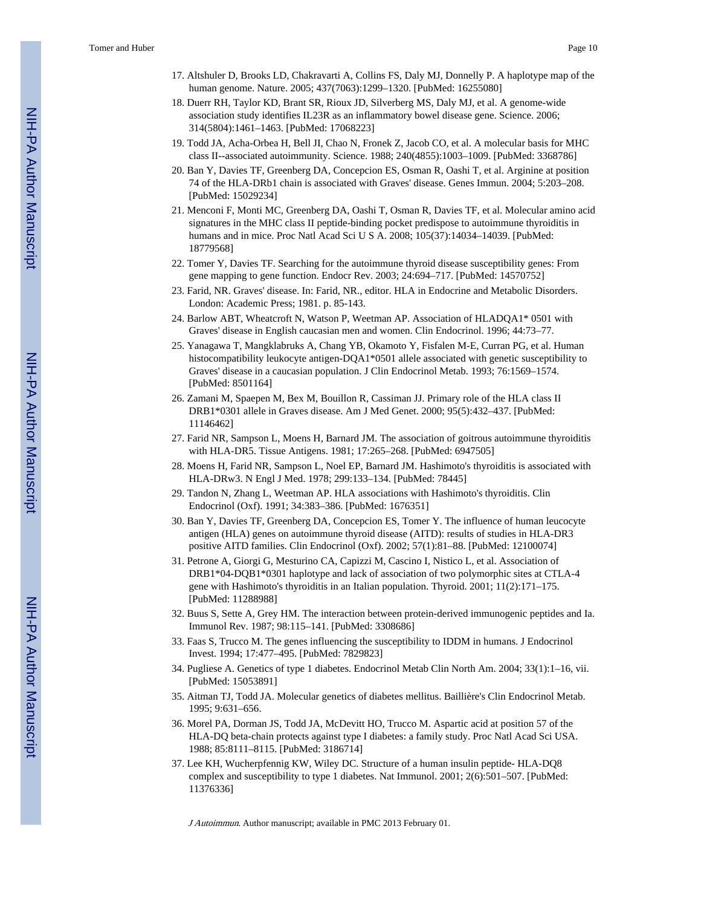17. Altshuler D, Brooks LD, Chakravarti A, Collins FS, Daly MJ, Donnelly P. A haplotype map of the human genome. Nature. 2005; 437(7063):1299–1320. [PubMed: 16255080]
18. Duerr RH, Taylor KD, Brant SR, Rioux JD, Silverberg MS, Daly MJ, et al. A genome-wide association study identifies IL23R as an inflammatory bowel disease gene. Science. 2006; 314(5804):1461–1463. [PubMed: 17068223]
19. Todd JA, Acha-Orbea H, Bell JI, Chao N, Fronek Z, Jacob CO, et al. A molecular basis for MHC class II--associated autoimmunity. Science. 1988; 240(4855):1003–1009. [PubMed: 3368786]
20. Ban Y, Davies TF, Greenberg DA, Concepcion ES, Osman R, Oashi T, et al. Arginine at position 74 of the HLA-DRb1 chain is associated with Graves' disease. Genes Immun. 2004; 5:203–208. [PubMed: 15029234]
21. Menconi F, Monti MC, Greenberg DA, Oashi T, Osman R, Davies TF, et al. Molecular amino acid signatures in the MHC class II peptide-binding pocket predispose to autoimmune thyroiditis in humans and in mice. Proc Natl Acad Sci U S A. 2008; 105(37):14034–14039. [PubMed: 18779568]
22. Tomer Y, Davies TF. Searching for the autoimmune thyroid disease susceptibility genes: From gene mapping to gene function. Endocr Rev. 2003; 24:694–717. [PubMed: 14570752]
23. Farid, NR. Graves' disease. In: Farid, NR., editor. HLA in Endocrine and Metabolic Disorders. London: Academic Press; 1981. p. 85-143.
24. Barlow ABT, Wheatcroft N, Watson P, Weetman AP. Association of HLADQA1* 0501 with Graves' disease in English caucasian men and women. Clin Endocrinol. 1996; 44:73–77.
25. Yanagawa T, Mangklabruks A, Chang YB, Okamoto Y, Fisfalen M-E, Curran PG, et al. Human histocompatibility leukocyte antigen-DQA1*0501 allele associated with genetic susceptibility to Graves' disease in a caucasian population. J Clin Endocrinol Metab. 1993; 76:1569–1574. [PubMed: 8501164]
26. Zamani M, Spaepen M, Bex M, Bouillon R, Cassiman JJ. Primary role of the HLA class II DRB1*0301 allele in Graves disease. Am J Med Genet. 2000; 95(5):432–437. [PubMed: 11146462]
27. Farid NR, Sampson L, Moens H, Barnard JM. The association of goitrous autoimmune thyroiditis with HLA-DR5. Tissue Antigens. 1981; 17:265–268. [PubMed: 6947505]
28. Moens H, Farid NR, Sampson L, Noel EP, Barnard JM. Hashimoto's thyroiditis is associated with HLA-DRw3. N Engl J Med. 1978; 299:133–134. [PubMed: 78445]
29. Tandon N, Zhang L, Weetman AP. HLA associations with Hashimoto's thyroiditis. Clin Endocrinol (Oxf). 1991; 34:383–386. [PubMed: 1676351]
30. Ban Y, Davies TF, Greenberg DA, Concepcion ES, Tomer Y. The influence of human leucocyte antigen (HLA) genes on autoimmune thyroid disease (AITD): results of studies in HLA-DR3 positive AITD families. Clin Endocrinol (Oxf). 2002; 57(1):81–88. [PubMed: 12100074]
31. Petrone A, Giorgi G, Mesturino CA, Capizzi M, Cascino I, Nistico L, et al. Association of DRB1*04-DQB1*0301 haplotype and lack of association of two polymorphic sites at CTLA-4 gene with Hashimoto's thyroiditis in an Italian population. Thyroid. 2001; 11(2):171–175. [PubMed: 11288988]
32. Buus S, Sette A, Grey HM. The interaction between protein-derived immunogenic peptides and Ia. Immunol Rev. 1987; 98:115–141. [PubMed: 3308686]
33. Faas S, Trucco M. The genes influencing the susceptibility to IDDM in humans. J Endocrinol Invest. 1994; 17:477–495. [PubMed: 7829823]
34. Pugliese A. Genetics of type 1 diabetes. Endocrinol Metab Clin North Am. 2004; 33(1):1–16, vii. [PubMed: 15053891]
35. Aitman TJ, Todd JA. Molecular genetics of diabetes mellitus. Baillière's Clin Endocrinol Metab. 1995; 9:631–656.
36. Morel PA, Dorman JS, Todd JA, McDevitt HO, Trucco M. Aspartic acid at position 57 of the HLA-DQ beta-chain protects against type I diabetes: a family study. Proc Natl Acad Sci USA. 1988; 85:8111–8115. [PubMed: 3186714]
37. Lee KH, Wucherpfennig KW, Wiley DC. Structure of a human insulin peptide- HLA-DQ8 complex and susceptibility to type 1 diabetes. Nat Immunol. 2001; 2(6):501–507. [PubMed: 11376336]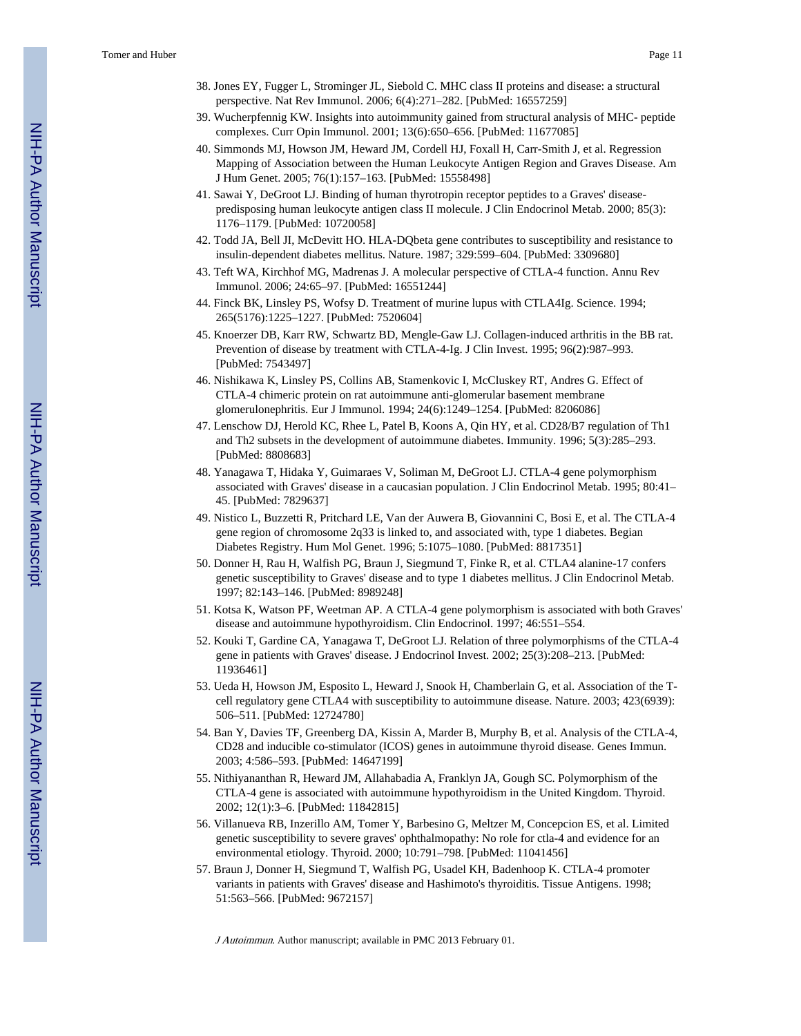38. Jones EY, Fugger L, Strominger JL, Siebold C. MHC class II proteins and disease: a structural perspective. Nat Rev Immunol. 2006; 6(4):271–282. [PubMed: 16557259]
39. Wucherpfennig KW. Insights into autoimmunity gained from structural analysis of MHC- peptide complexes. Curr Opin Immunol. 2001; 13(6):650–656. [PubMed: 11677085]
40. Simmonds MJ, Howson JM, Heward JM, Cordell HJ, Foxall H, Carr-Smith J, et al. Regression Mapping of Association between the Human Leukocyte Antigen Region and Graves Disease. Am J Hum Genet. 2005; 76(1):157–163. [PubMed: 15558498]
41. Sawai Y, DeGroot LJ. Binding of human thyrotropin receptor peptides to a Graves' disease-predisposing human leukocyte antigen class II molecule. J Clin Endocrinol Metab. 2000; 85(3): 1176–1179. [PubMed: 10720058]
42. Todd JA, Bell JI, McDevitt HO. HLA-DQbeta gene contributes to susceptibility and resistance to insulin-dependent diabetes mellitus. Nature. 1987; 329:599–604. [PubMed: 3309680]
43. Teft WA, Kirchhof MG, Madrenas J. A molecular perspective of CTLA-4 function. Annu Rev Immunol. 2006; 24:65–97. [PubMed: 16551244]
44. Finck BK, Linsley PS, Wofsy D. Treatment of murine lupus with CTLA4Ig. Science. 1994; 265(5176):1225–1227. [PubMed: 7520604]
45. Knoerzer DB, Karr RW, Schwartz BD, Mengle-Gaw LJ. Collagen-induced arthritis in the BB rat. Prevention of disease by treatment with CTLA-4-Ig. J Clin Invest. 1995; 96(2):987–993. [PubMed: 7543497]
46. Nishikawa K, Linsley PS, Collins AB, Stamenkovic I, McCluskey RT, Andres G. Effect of CTLA-4 chimeric protein on rat autoimmune anti-glomerular basement membrane glomerulonephritis. Eur J Immunol. 1994; 24(6):1249–1254. [PubMed: 8206086]
47. Lenschow DJ, Herold KC, Rhee L, Patel B, Koons A, Qin HY, et al. CD28/B7 regulation of Th1 and Th2 subsets in the development of autoimmune diabetes. Immunity. 1996; 5(3):285–293. [PubMed: 8808683]
48. Yanagawa T, Hidaka Y, Guimaraes V, Soliman M, DeGroot LJ. CTLA-4 gene polymorphism associated with Graves' disease in a caucasian population. J Clin Endocrinol Metab. 1995; 80:41–45. [PubMed: 7829637]
49. Nistico L, Buzzetti R, Pritchard LE, Van der Auwera B, Giovannini C, Bosi E, et al. The CTLA-4 gene region of chromosome 2q33 is linked to, and associated with, type 1 diabetes. Begian Diabetes Registry. Hum Mol Genet. 1996; 5:1075–1080. [PubMed: 8817351]
50. Donner H, Rau H, Walfish PG, Braun J, Siegmund T, Finke R, et al. CTLA4 alanine-17 confers genetic susceptibility to Graves' disease and to type 1 diabetes mellitus. J Clin Endocrinol Metab. 1997; 82:143–146. [PubMed: 8989248]
51. Kotsa K, Watson PF, Weetman AP. A CTLA-4 gene polymorphism is associated with both Graves' disease and autoimmune hypothyroidism. Clin Endocrinol. 1997; 46:551–554.
52. Kouki T, Gardine CA, Yanagawa T, DeGroot LJ. Relation of three polymorphisms of the CTLA-4 gene in patients with Graves' disease. J Endocrinol Invest. 2002; 25(3):208–213. [PubMed: 11936461]
53. Ueda H, Howson JM, Esposito L, Heward J, Snook H, Chamberlain G, et al. Association of the T-cell regulatory gene CTLA4 with susceptibility to autoimmune disease. Nature. 2003; 423(6939): 506–511. [PubMed: 12724780]
54. Ban Y, Davies TF, Greenberg DA, Kissin A, Marder B, Murphy B, et al. Analysis of the CTLA-4, CD28 and inducible co-stimulator (ICOS) genes in autoimmune thyroid disease. Genes Immun. 2003; 4:586–593. [PubMed: 14647199]
55. Nithiyananthan R, Heward JM, Allahabadia A, Franklyn JA, Gough SC. Polymorphism of the CTLA-4 gene is associated with autoimmune hypothyroidism in the United Kingdom. Thyroid. 2002; 12(1):3–6. [PubMed: 11842815]
56. Villanueva RB, Inzerillo AM, Tomer Y, Barbesino G, Meltzer M, Concepcion ES, et al. Limited genetic susceptibility to severe graves' ophthalmopathy: No role for ctla-4 and evidence for an environmental etiology. Thyroid. 2000; 10:791–798. [PubMed: 11041456]
57. Braun J, Donner H, Siegmund T, Walfish PG, Usadel KH, Badenhoop K. CTLA-4 promoter variants in patients with Graves' disease and Hashimoto's thyroiditis. Tissue Antigens. 1998; 51:563–566. [PubMed: 9672157]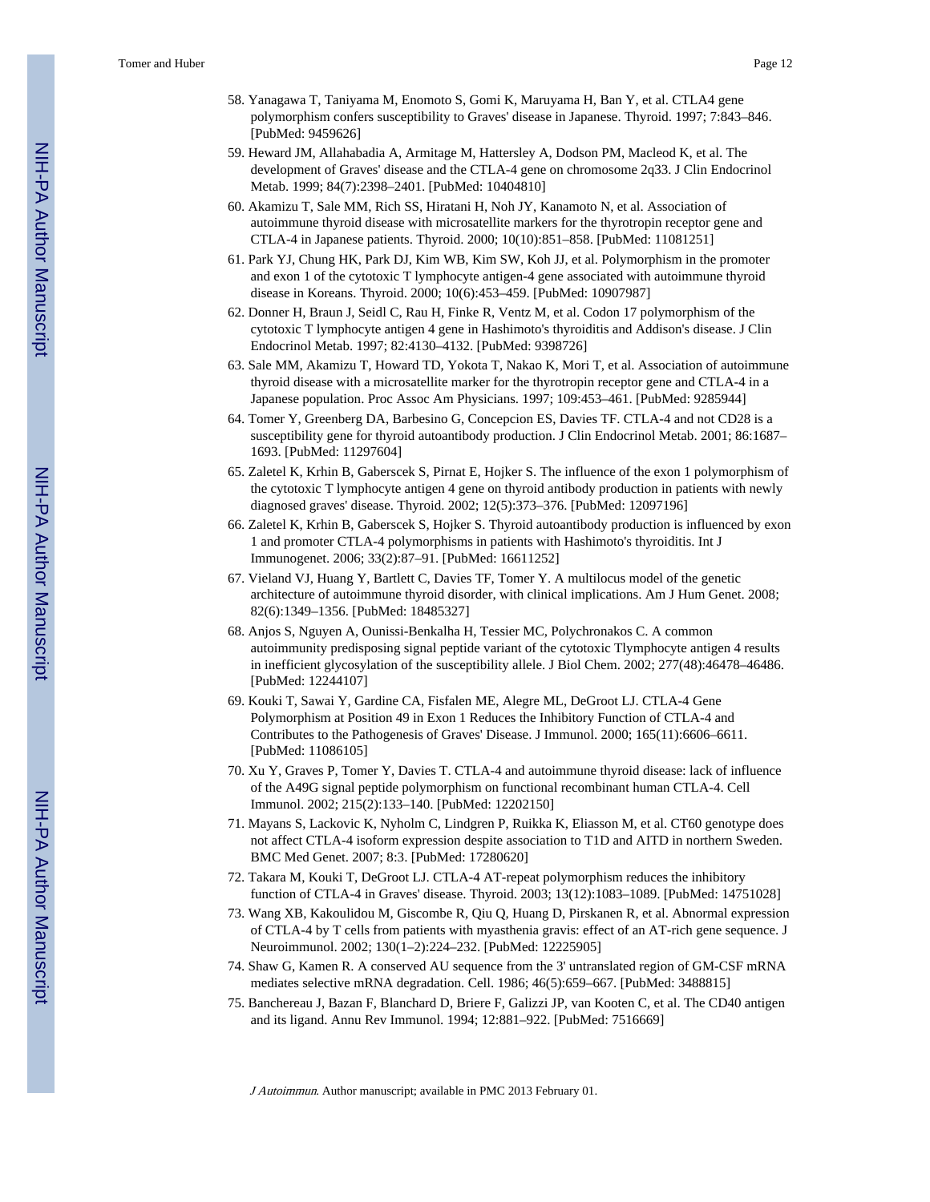58. Yanagawa T, Taniyama M, Enomoto S, Gomi K, Maruyama H, Ban Y, et al. CTLA4 gene polymorphism confers susceptibility to Graves' disease in Japanese. Thyroid. 1997; 7:843–846. [PubMed: 9459626]
59. Heward JM, Allahabadia A, Armitage M, Hattersley A, Dodson PM, Macleod K, et al. The development of Graves' disease and the CTLA-4 gene on chromosome 2q33. J Clin Endocrinol Metab. 1999; 84(7):2398–2401. [PubMed: 10404810]
60. Akamizu T, Sale MM, Rich SS, Hiratani H, Noh JY, Kanamoto N, et al. Association of autoimmune thyroid disease with microsatellite markers for the thyrotropin receptor gene and CTLA-4 in Japanese patients. Thyroid. 2000; 10(10):851–858. [PubMed: 11081251]
61. Park YJ, Chung HK, Park DJ, Kim WB, Kim SW, Koh JJ, et al. Polymorphism in the promoter and exon 1 of the cytotoxic T lymphocyte antigen-4 gene associated with autoimmune thyroid disease in Koreans. Thyroid. 2000; 10(6):453–459. [PubMed: 10907987]
62. Donner H, Braun J, Seidl C, Rau H, Finke R, Ventz M, et al. Codon 17 polymorphism of the cytotoxic T lymphocyte antigen 4 gene in Hashimoto's thyroiditis and Addison's disease. J Clin Endocrinol Metab. 1997; 82:4130–4132. [PubMed: 9398726]
63. Sale MM, Akamizu T, Howard TD, Yokota T, Nakao K, Mori T, et al. Association of autoimmune thyroid disease with a microsatellite marker for the thyrotropin receptor gene and CTLA-4 in a Japanese population. Proc Assoc Am Physicians. 1997; 109:453–461. [PubMed: 9285944]
64. Tomer Y, Greenberg DA, Barbesino G, Concepcion ES, Davies TF. CTLA-4 and not CD28 is a susceptibility gene for thyroid autoantibody production. J Clin Endocrinol Metab. 2001; 86:1687–1693. [PubMed: 11297604]
65. Zaletel K, Krhin B, Gaberscek S, Pirnat E, Hojker S. The influence of the exon 1 polymorphism of the cytotoxic T lymphocyte antigen 4 gene on thyroid antibody production in patients with newly diagnosed graves' disease. Thyroid. 2002; 12(5):373–376. [PubMed: 12097196]
66. Zaletel K, Krhin B, Gaberscek S, Hojker S. Thyroid autoantibody production is influenced by exon 1 and promoter CTLA-4 polymorphisms in patients with Hashimoto's thyroiditis. Int J Immunogenet. 2006; 33(2):87–91. [PubMed: 16611252]
67. Vieland VJ, Huang Y, Bartlett C, Davies TF, Tomer Y. A multilocus model of the genetic architecture of autoimmune thyroid disorder, with clinical implications. Am J Hum Genet. 2008; 82(6):1349–1356. [PubMed: 18485327]
68. Anjos S, Nguyen A, Ounissi-Benkalha H, Tessier MC, Polychronakos C. A common autoimmunity predisposing signal peptide variant of the cytotoxic Tlymphocyte antigen 4 results in inefficient glycosylation of the susceptibility allele. J Biol Chem. 2002; 277(48):46478–46486. [PubMed: 12244107]
69. Kouki T, Sawai Y, Gardine CA, Fisfalen ME, Alegre ML, DeGroot LJ. CTLA-4 Gene Polymorphism at Position 49 in Exon 1 Reduces the Inhibitory Function of CTLA-4 and Contributes to the Pathogenesis of Graves' Disease. J Immunol. 2000; 165(11):6606–6611. [PubMed: 11086105]
70. Xu Y, Graves P, Tomer Y, Davies T. CTLA-4 and autoimmune thyroid disease: lack of influence of the A49G signal peptide polymorphism on functional recombinant human CTLA-4. Cell Immunol. 2002; 215(2):133–140. [PubMed: 12202150]
71. Mayans S, Lackovic K, Nyholm C, Lindgren P, Ruikka K, Eliasson M, et al. CT60 genotype does not affect CTLA-4 isoform expression despite association to T1D and AITD in northern Sweden. BMC Med Genet. 2007; 8:3. [PubMed: 17280620]
72. Takara M, Kouki T, DeGroot LJ. CTLA-4 AT-repeat polymorphism reduces the inhibitory function of CTLA-4 in Graves' disease. Thyroid. 2003; 13(12):1083–1089. [PubMed: 14751028]
73. Wang XB, Kakoulidou M, Giscombe R, Qiu Q, Huang D, Pirskanen R, et al. Abnormal expression of CTLA-4 by T cells from patients with myasthenia gravis: effect of an AT-rich gene sequence. J Neuroimmunol. 2002; 130(1–2):224–232. [PubMed: 12225905]
74. Shaw G, Kamen R. A conserved AU sequence from the 3' untranslated region of GM-CSF mRNA mediates selective mRNA degradation. Cell. 1986; 46(5):659–667. [PubMed: 3488815]
75. Banchereau J, Bazan F, Blanchard D, Briere F, Galizzi JP, van Kooten C, et al. The CD40 antigen and its ligand. Annu Rev Immunol. 1994; 12:881–922. [PubMed: 7516669]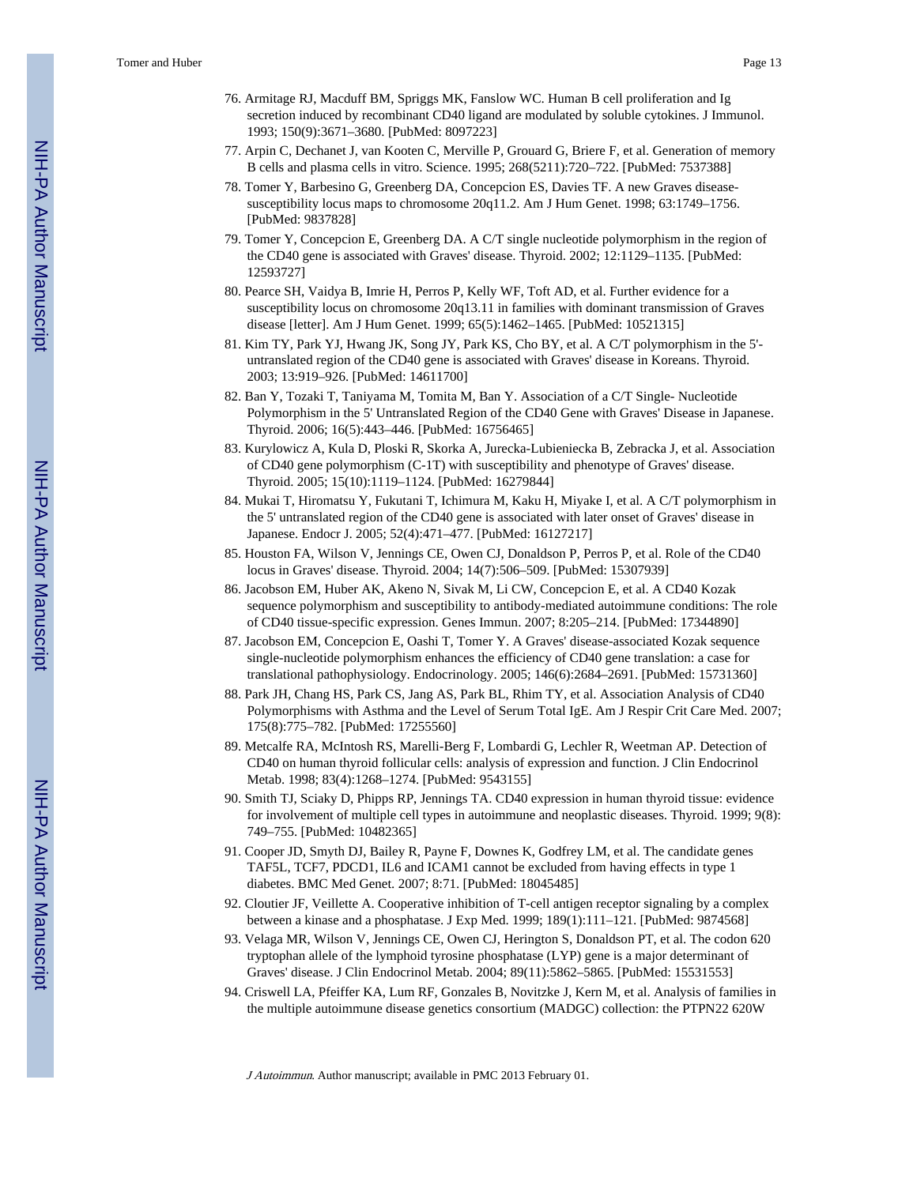76. Armitage RJ, Macduff BM, Spriggs MK, Fanslow WC. Human B cell proliferation and Ig secretion induced by recombinant CD40 ligand are modulated by soluble cytokines. J Immunol. 1993; 150(9):3671–3680. [PubMed: 8097223]
77. Arpin C, Dechanet J, van Kooten C, Merville P, Grouard G, Briere F, et al. Generation of memory B cells and plasma cells in vitro. Science. 1995; 268(5211):720–722. [PubMed: 7537388]
78. Tomer Y, Barbesino G, Greenberg DA, Concepcion ES, Davies TF. A new Graves disease-susceptibility locus maps to chromosome 20q11.2. Am J Hum Genet. 1998; 63:1749–1756. [PubMed: 9837828]
79. Tomer Y, Concepcion E, Greenberg DA. A C/T single nucleotide polymorphism in the region of the CD40 gene is associated with Graves' disease. Thyroid. 2002; 12:1129–1135. [PubMed: 12593727]
80. Pearce SH, Vaidya B, Imrie H, Perros P, Kelly WF, Toft AD, et al. Further evidence for a susceptibility locus on chromosome 20q13.11 in families with dominant transmission of Graves disease [letter]. Am J Hum Genet. 1999; 65(5):1462–1465. [PubMed: 10521315]
81. Kim TY, Park YJ, Hwang JK, Song JY, Park KS, Cho BY, et al. A C/T polymorphism in the 5'-untranslated region of the CD40 gene is associated with Graves' disease in Koreans. Thyroid. 2003; 13:919–926. [PubMed: 14611700]
82. Ban Y, Tozaki T, Taniyama M, Tomita M, Ban Y. Association of a C/T Single- Nucleotide Polymorphism in the 5' Untranslated Region of the CD40 Gene with Graves' Disease in Japanese. Thyroid. 2006; 16(5):443–446. [PubMed: 16756465]
83. Kurylowicz A, Kula D, Ploski R, Skorka A, Jurecka-Lubieniecka B, Zebracka J, et al. Association of CD40 gene polymorphism (C-1T) with susceptibility and phenotype of Graves' disease. Thyroid. 2005; 15(10):1119–1124. [PubMed: 16279844]
84. Mukai T, Hiromatsu Y, Fukutani T, Ichimura M, Kaku H, Miyake I, et al. A C/T polymorphism in the 5' untranslated region of the CD40 gene is associated with later onset of Graves' disease in Japanese. Endocr J. 2005; 52(4):471–477. [PubMed: 16127217]
85. Houston FA, Wilson V, Jennings CE, Owen CJ, Donaldson P, Perros P, et al. Role of the CD40 locus in Graves' disease. Thyroid. 2004; 14(7):506–509. [PubMed: 15307939]
86. Jacobson EM, Huber AK, Akeno N, Sivak M, Li CW, Concepcion E, et al. A CD40 Kozak sequence polymorphism and susceptibility to antibody-mediated autoimmune conditions: The role of CD40 tissue-specific expression. Genes Immun. 2007; 8:205–214. [PubMed: 17344890]
87. Jacobson EM, Concepcion E, Oashi T, Tomer Y. A Graves' disease-associated Kozak sequence single-nucleotide polymorphism enhances the efficiency of CD40 gene translation: a case for translational pathophysiology. Endocrinology. 2005; 146(6):2684–2691. [PubMed: 15731360]
88. Park JH, Chang HS, Park CS, Jang AS, Park BL, Rhim TY, et al. Association Analysis of CD40 Polymorphisms with Asthma and the Level of Serum Total IgE. Am J Respir Crit Care Med. 2007; 175(8):775–782. [PubMed: 17255560]
89. Metcalfe RA, McIntosh RS, Marelli-Berg F, Lombardi G, Lechler R, Weetman AP. Detection of CD40 on human thyroid follicular cells: analysis of expression and function. J Clin Endocrinol Metab. 1998; 83(4):1268–1274. [PubMed: 9543155]
90. Smith TJ, Sciaky D, Phipps RP, Jennings TA. CD40 expression in human thyroid tissue: evidence for involvement of multiple cell types in autoimmune and neoplastic diseases. Thyroid. 1999; 9(8): 749–755. [PubMed: 10482365]
91. Cooper JD, Smyth DJ, Bailey R, Payne F, Downes K, Godfrey LM, et al. The candidate genes TAF5L, TCF7, PDCD1, IL6 and ICAM1 cannot be excluded from having effects in type 1 diabetes. BMC Med Genet. 2007; 8:71. [PubMed: 18045485]
92. Cloutier JF, Veillette A. Cooperative inhibition of T-cell antigen receptor signaling by a complex between a kinase and a phosphatase. J Exp Med. 1999; 189(1):111–121. [PubMed: 9874568]
93. Velaga MR, Wilson V, Jennings CE, Owen CJ, Herington S, Donaldson PT, et al. The codon 620 tryptophan allele of the lymphoid tyrosine phosphatase (LYP) gene is a major determinant of Graves' disease. J Clin Endocrinol Metab. 2004; 89(11):5862–5865. [PubMed: 15531553]
94. Criswell LA, Pfeiffer KA, Lum RF, Gonzales B, Novitzke J, Kern M, et al. Analysis of families in the multiple autoimmune disease genetics consortium (MADGC) collection: the PTPN22 620W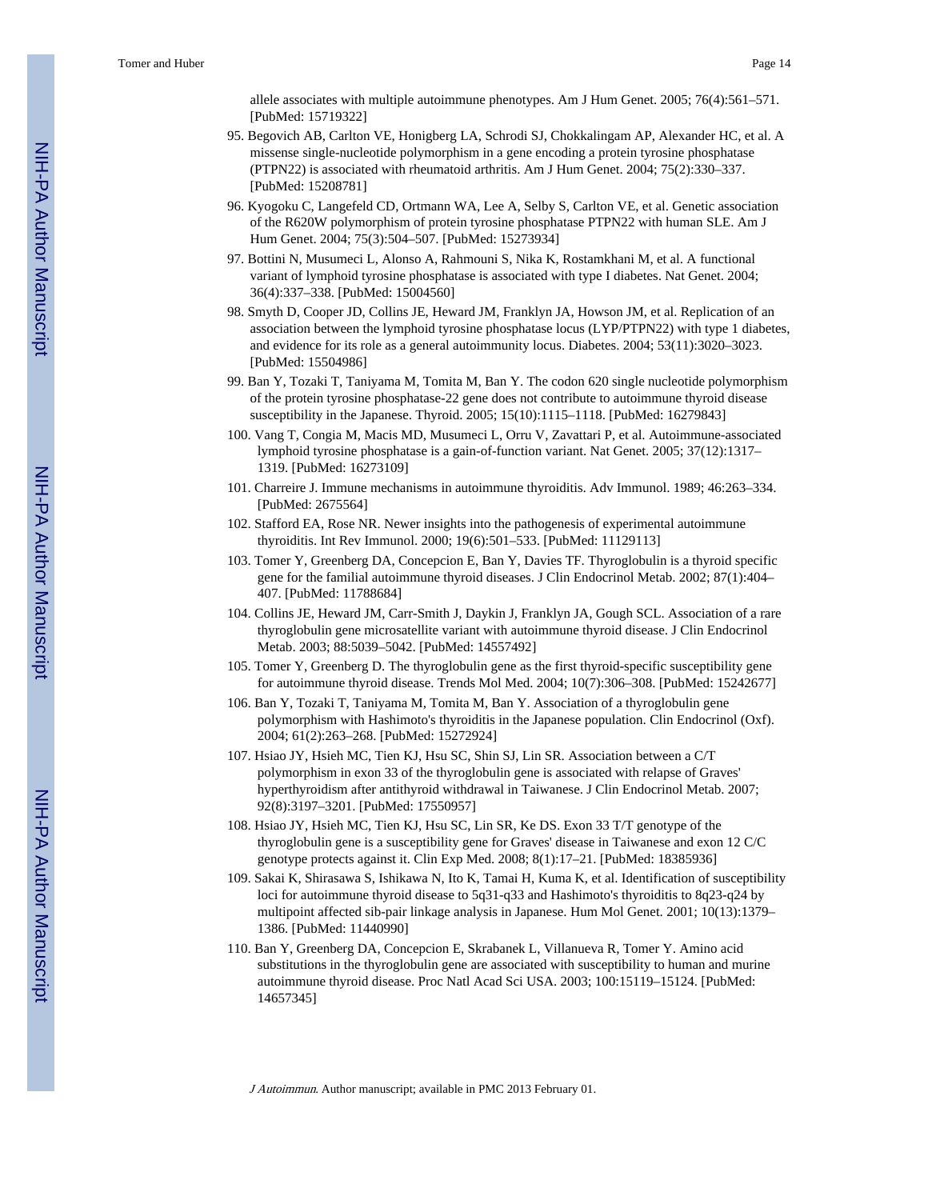allele associates with multiple autoimmune phenotypes. Am J Hum Genet. 2005; 76(4):561–571. [PubMed: 15719322]

95. Begovich AB, Carlton VE, Honigberg LA, Schrodi SJ, Chokkalingam AP, Alexander HC, et al. A missense single-nucleotide polymorphism in a gene encoding a protein tyrosine phosphatase (PTPN22) is associated with rheumatoid arthritis. Am J Hum Genet. 2004; 75(2):330–337. [PubMed: 15208781]
96. Kyogoku C, Langefeld CD, Ortmann WA, Lee A, Selby S, Carlton VE, et al. Genetic association of the R620W polymorphism of protein tyrosine phosphatase PTPN22 with human SLE. Am J Hum Genet. 2004; 75(3):504–507. [PubMed: 15273934]
97. Bottini N, Musumeci L, Alonso A, Rahmouni S, Nika K, Rostamkhani M, et al. A functional variant of lymphoid tyrosine phosphatase is associated with type I diabetes. Nat Genet. 2004; 36(4):337–338. [PubMed: 15004560]
98. Smyth D, Cooper JD, Collins JE, Heward JM, Franklyn JA, Howson JM, et al. Replication of an association between the lymphoid tyrosine phosphatase locus (LYP/PTPN22) with type 1 diabetes, and evidence for its role as a general autoimmunity locus. Diabetes. 2004; 53(11):3020–3023. [PubMed: 15504986]
99. Ban Y, Tozaki T, Taniyama M, Tomita M, Ban Y. The codon 620 single nucleotide polymorphism of the protein tyrosine phosphatase-22 gene does not contribute to autoimmune thyroid disease susceptibility in the Japanese. Thyroid. 2005; 15(10):1115–1118. [PubMed: 16279843]
100. Vang T, Congia M, Macis MD, Musumeci L, Orru V, Zavattari P, et al. Autoimmune-associated lymphoid tyrosine phosphatase is a gain-of-function variant. Nat Genet. 2005; 37(12):1317–1319. [PubMed: 16273109]
101. Charreire J. Immune mechanisms in autoimmune thyroiditis. Adv Immunol. 1989; 46:263–334. [PubMed: 2675564]
102. Stafford EA, Rose NR. Newer insights into the pathogenesis of experimental autoimmune thyroiditis. Int Rev Immunol. 2000; 19(6):501–533. [PubMed: 11129113]
103. Tomer Y, Greenberg DA, Concepcion E, Ban Y, Davies TF. Thyroglobulin is a thyroid specific gene for the familial autoimmune thyroid diseases. J Clin Endocrinol Metab. 2002; 87(1):404–407. [PubMed: 11788684]
104. Collins JE, Heward JM, Carr-Smith J, Daykin J, Franklyn JA, Gough SCL. Association of a rare thyroglobulin gene microsatellite variant with autoimmune thyroid disease. J Clin Endocrinol Metab. 2003; 88:5039–5042. [PubMed: 14557492]
105. Tomer Y, Greenberg D. The thyroglobulin gene as the first thyroid-specific susceptibility gene for autoimmune thyroid disease. Trends Mol Med. 2004; 10(7):306–308. [PubMed: 15242677]
106. Ban Y, Tozaki T, Taniyama M, Tomita M, Ban Y. Association of a thyroglobulin gene polymorphism with Hashimoto's thyroiditis in the Japanese population. Clin Endocrinol (Oxf). 2004; 61(2):263–268. [PubMed: 15272924]
107. Hsiao JY, Hsieh MC, Tien KJ, Hsu SC, Shin SJ, Lin SR. Association between a C/T polymorphism in exon 33 of the thyroglobulin gene is associated with relapse of Graves' hyperthyroidism after antithyroid withdrawal in Taiwanese. J Clin Endocrinol Metab. 2007; 92(8):3197–3201. [PubMed: 17550957]
108. Hsiao JY, Hsieh MC, Tien KJ, Hsu SC, Lin SR, Ke DS. Exon 33 T/T genotype of the thyroglobulin gene is a susceptibility gene for Graves' disease in Taiwanese and exon 12 C/C genotype protects against it. Clin Exp Med. 2008; 8(1):17–21. [PubMed: 18385936]
109. Sakai K, Shirasawa S, Ishikawa N, Ito K, Tamai H, Kuma K, et al. Identification of susceptibility loci for autoimmune thyroid disease to 5q31-q33 and Hashimoto's thyroiditis to 8q23-q24 by multipoint affected sib-pair linkage analysis in Japanese. Hum Mol Genet. 2001; 10(13):1379–1386. [PubMed: 11440990]
110. Ban Y, Greenberg DA, Concepcion E, Skrabanek L, Villanueva R, Tomer Y. Amino acid substitutions in the thyroglobulin gene are associated with susceptibility to human and murine autoimmune thyroid disease. Proc Natl Acad Sci USA. 2003; 100:15119–15124. [PubMed: 14657345]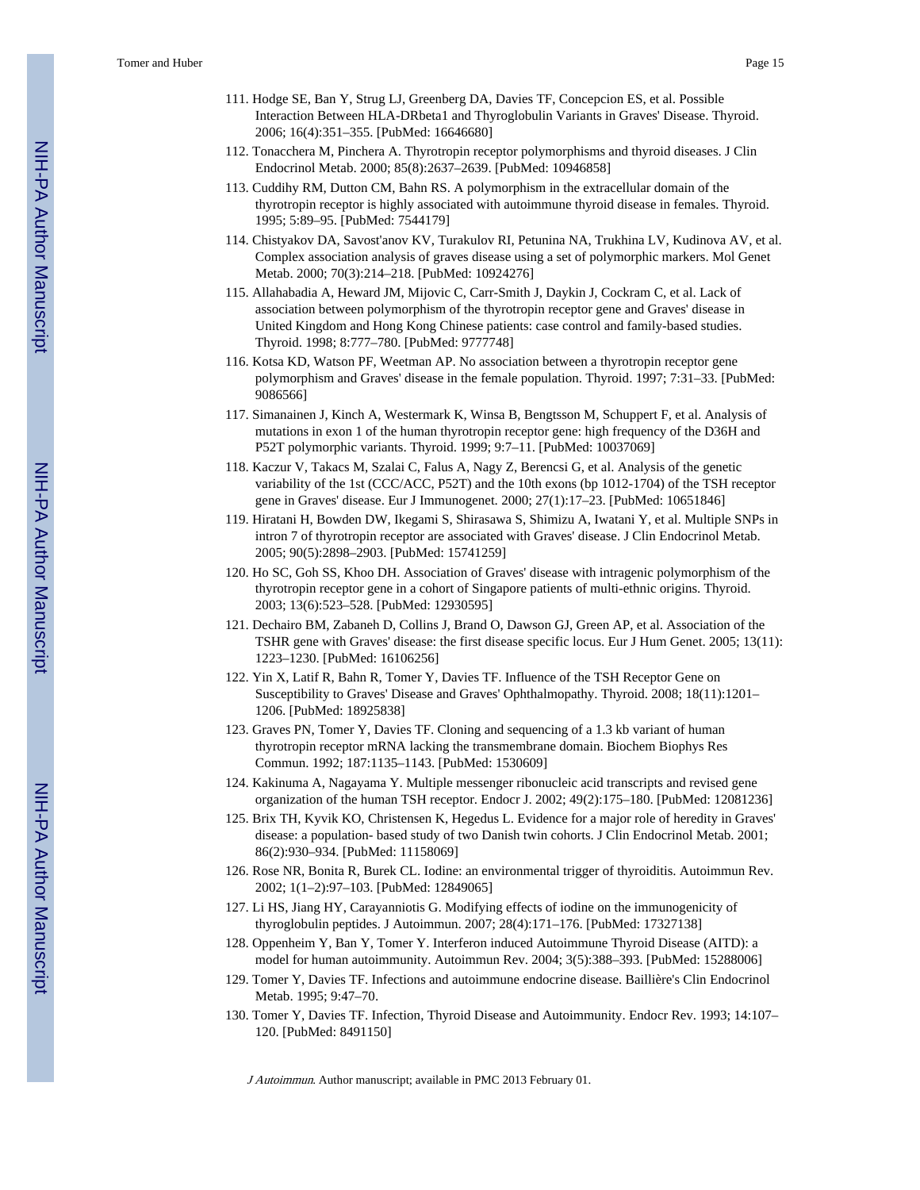111. Hodge SE, Ban Y, Strug LJ, Greenberg DA, Davies TF, Concepcion ES, et al. Possible Interaction Between HLA-DRbeta1 and Thyroglobulin Variants in Graves' Disease. Thyroid. 2006; 16(4):351–355. [PubMed: 16646680]
112. Tonacchera M, Pinchera A. Thyrotropin receptor polymorphisms and thyroid diseases. J Clin Endocrinol Metab. 2000; 85(8):2637–2639. [PubMed: 10946858]
113. Cuddihy RM, Dutton CM, Bahn RS. A polymorphism in the extracellular domain of the thyrotropin receptor is highly associated with autoimmune thyroid disease in females. Thyroid. 1995; 5:89–95. [PubMed: 7544179]
114. Chistyakov DA, Savost'anov KV, Turakulov RI, Petunina NA, Trukhina LV, Kudinova AV, et al. Complex association analysis of graves disease using a set of polymorphic markers. Mol Genet Metab. 2000; 70(3):214–218. [PubMed: 10924276]
115. Allahabadia A, Heward JM, Mijovic C, Carr-Smith J, Daykin J, Cockram C, et al. Lack of association between polymorphism of the thyrotropin receptor gene and Graves' disease in United Kingdom and Hong Kong Chinese patients: case control and family-based studies. Thyroid. 1998; 8:777–780. [PubMed: 9777748]
116. Kotsa KD, Watson PF, Weetman AP. No association between a thyrotropin receptor gene polymorphism and Graves' disease in the female population. Thyroid. 1997; 7:31–33. [PubMed: 9086566]
117. Simanainen J, Kinch A, Westermark K, Winsa B, Bengtsson M, Schuppert F, et al. Analysis of mutations in exon 1 of the human thyrotropin receptor gene: high frequency of the D36H and P52T polymorphic variants. Thyroid. 1999; 9:7–11. [PubMed: 10037069]
118. Kaczur V, Takacs M, Szalai C, Falus A, Nagy Z, Berencsi G, et al. Analysis of the genetic variability of the 1st (CCC/ACC, P52T) and the 10th exons (bp 1012-1704) of the TSH receptor gene in Graves' disease. Eur J Immunogenet. 2000; 27(1):17–23. [PubMed: 10651846]
119. Hiratani H, Bowden DW, Ikegami S, Shirasawa S, Shimizu A, Iwatani Y, et al. Multiple SNPs in intron 7 of thyrotropin receptor are associated with Graves' disease. J Clin Endocrinol Metab. 2005; 90(5):2898–2903. [PubMed: 15741259]
120. Ho SC, Goh SS, Khoo DH. Association of Graves' disease with intragenic polymorphism of the thyrotropin receptor gene in a cohort of Singapore patients of multi-ethnic origins. Thyroid. 2003; 13(6):523–528. [PubMed: 12930595]
121. Dechairo BM, Zabaneh D, Collins J, Brand O, Dawson GJ, Green AP, et al. Association of the TSHR gene with Graves' disease: the first disease specific locus. Eur J Hum Genet. 2005; 13(11): 1223–1230. [PubMed: 16106256]
122. Yin X, Latif R, Bahn R, Tomer Y, Davies TF. Influence of the TSH Receptor Gene on Susceptibility to Graves' Disease and Graves' Ophthalmopathy. Thyroid. 2008; 18(11):1201–1206. [PubMed: 18925838]
123. Graves PN, Tomer Y, Davies TF. Cloning and sequencing of a 1.3 kb variant of human thyrotropin receptor mRNA lacking the transmembrane domain. Biochem Biophys Res Commun. 1992; 187:1135–1143. [PubMed: 1530609]
124. Kakinuma A, Nagayama Y. Multiple messenger ribonucleic acid transcripts and revised gene organization of the human TSH receptor. Endocr J. 2002; 49(2):175–180. [PubMed: 12081236]
125. Brix TH, Kyvik KO, Christensen K, Hegedus L. Evidence for a major role of heredity in Graves' disease: a population- based study of two Danish twin cohorts. J Clin Endocrinol Metab. 2001; 86(2):930–934. [PubMed: 11158069]
126. Rose NR, Bonita R, Burek CL. Iodine: an environmental trigger of thyroiditis. Autoimmun Rev. 2002; 1(1–2):97–103. [PubMed: 12849065]
127. Li HS, Jiang HY, Carayanniotis G. Modifying effects of iodine on the immunogenicity of thyroglobulin peptides. J Autoimmun. 2007; 28(4):171–176. [PubMed: 17327138]
128. Oppenheim Y, Ban Y, Tomer Y. Interferon induced Autoimmune Thyroid Disease (AITD): a model for human autoimmunity. Autoimmun Rev. 2004; 3(5):388–393. [PubMed: 15288006]
129. Tomer Y, Davies TF. Infections and autoimmune endocrine disease. Baillière's Clin Endocrinol Metab. 1995; 9:47–70.
130. Tomer Y, Davies TF. Infection, Thyroid Disease and Autoimmunity. Endocr Rev. 1993; 14:107–120. [PubMed: 8491150]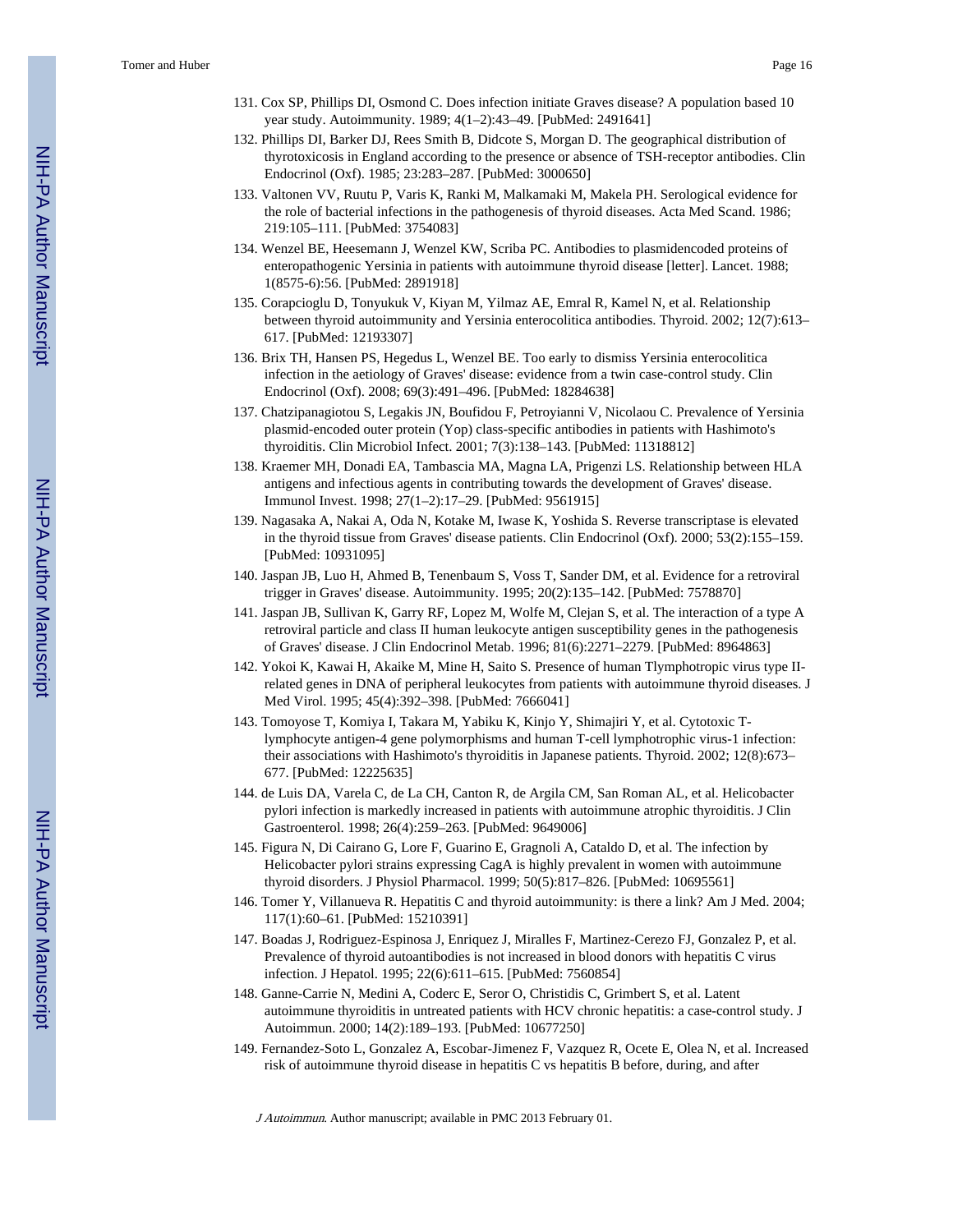131. Cox SP, Phillips DI, Osmond C. Does infection initiate Graves disease? A population based 10 year study. Autoimmunity. 1989; 4(1–2):43–49. [PubMed: 2491641]

132. Phillips DI, Barker DJ, Rees Smith B, Didcote S, Morgan D. The geographical distribution of thyrotoxicosis in England according to the presence or absence of TSH-receptor antibodies. Clin Endocrinol (Oxf). 1985; 23:283–287. [PubMed: 3000650]

133. Valtonen VV, Ruutu P, Varis K, Ranki M, Malkamaki M, Makela PH. Serological evidence for the role of bacterial infections in the pathogenesis of thyroid diseases. Acta Med Scand. 1986; 219:105–111. [PubMed: 3754083]

134. Wenzel BE, Heesemann J, Wenzel KW, Scriba PC. Antibodies to plasmidencoded proteins of enteropathogenic Yersinia in patients with autoimmune thyroid disease [letter]. Lancet. 1988; 1(8575-6):56. [PubMed: 2891918]

135. Corapcioglu D, Tonyukuk V, Kiyan M, Yilmaz AE, Emral R, Kamel N, et al. Relationship between thyroid autoimmunity and Yersinia enterocolitica antibodies. Thyroid. 2002; 12(7):613–617. [PubMed: 12193307]

136. Brix TH, Hansen PS, Hegedus L, Wenzel BE. Too early to dismiss Yersinia enterocolitica infection in the aetiology of Graves' disease: evidence from a twin case-control study. Clin Endocrinol (Oxf). 2008; 69(3):491–496. [PubMed: 18284638]

137. Chatzipanagiotou S, Legakis JN, Boufidou F, Petroyianni V, Nicolaou C. Prevalence of Yersinia plasmid-encoded outer protein (Yop) class-specific antibodies in patients with Hashimoto's thyroiditis. Clin Microbiol Infect. 2001; 7(3):138–143. [PubMed: 11318812]

138. Kraemer MH, Donadi EA, Tambascia MA, Magna LA, Prigenzi LS. Relationship between HLA antigens and infectious agents in contributing towards the development of Graves' disease. Immunol Invest. 1998; 27(1–2):17–29. [PubMed: 9561915]

139. Nagasaka A, Nakai A, Oda N, Kotake M, Iwase K, Yoshida S. Reverse transcriptase is elevated in the thyroid tissue from Graves' disease patients. Clin Endocrinol (Oxf). 2000; 53(2):155–159. [PubMed: 10931095]

140. Jaspan JB, Luo H, Ahmed B, Tenenbaum S, Voss T, Sander DM, et al. Evidence for a retroviral trigger in Graves' disease. Autoimmunity. 1995; 20(2):135–142. [PubMed: 7578870]

141. Jaspan JB, Sullivan K, Garry RF, Lopez M, Wolfe M, Clejan S, et al. The interaction of a type A retroviral particle and class II human leukocyte antigen susceptibility genes in the pathogenesis of Graves' disease. J Clin Endocrinol Metab. 1996; 81(6):2271–2279. [PubMed: 8964863]

142. Yokoi K, Kawai H, Akaike M, Mine H, Saito S. Presence of human Tlymphotropic virus type II-related genes in DNA of peripheral leukocytes from patients with autoimmune thyroid diseases. J Med Virol. 1995; 45(4):392–398. [PubMed: 7666041]

143. Tomoyose T, Komiya I, Takara M, Yabiku K, Kinjo Y, Shimajiri Y, et al. Cytotoxic T-lymphocyte antigen-4 gene polymorphisms and human T-cell lymphotrophic virus-1 infection: their associations with Hashimoto's thyroiditis in Japanese patients. Thyroid. 2002; 12(8):673–677. [PubMed: 12225635]

144. de Luis DA, Varela C, de La CH, Canton R, de Argila CM, San Roman AL, et al. Helicobacter pylori infection is markedly increased in patients with autoimmune atrophic thyroiditis. J Clin Gastroenterol. 1998; 26(4):259–263. [PubMed: 9649006]

145. Figura N, Di Cairano G, Lore F, Guarino E, Gragnoli A, Cataldo D, et al. The infection by Helicobacter pylori strains expressing CagA is highly prevalent in women with autoimmune thyroid disorders. J Physiol Pharmacol. 1999; 50(5):817–826. [PubMed: 10695561]

146. Tomer Y, Villanueva R. Hepatitis C and thyroid autoimmunity: is there a link? Am J Med. 2004; 117(1):60–61. [PubMed: 15210391]

147. Boadas J, Rodriguez-Espinosa J, Enriquez J, Miralles F, Martinez-Cerezo FJ, Gonzalez P, et al. Prevalence of thyroid autoantibodies is not increased in blood donors with hepatitis C virus infection. J Hepatol. 1995; 22(6):611–615. [PubMed: 7560854]

148. Ganne-Carrie N, Medini A, Coderc E, Seror O, Christidis C, Grimbert S, et al. Latent autoimmune thyroiditis in untreated patients with HCV chronic hepatitis: a case-control study. J Autoimmun. 2000; 14(2):189–193. [PubMed: 10677250]

149. Fernandez-Soto L, Gonzalez A, Escobar-Jimenez F, Vazquez R, Ocete E, Olea N, et al. Increased risk of autoimmune thyroid disease in hepatitis C vs hepatitis B before, during, and after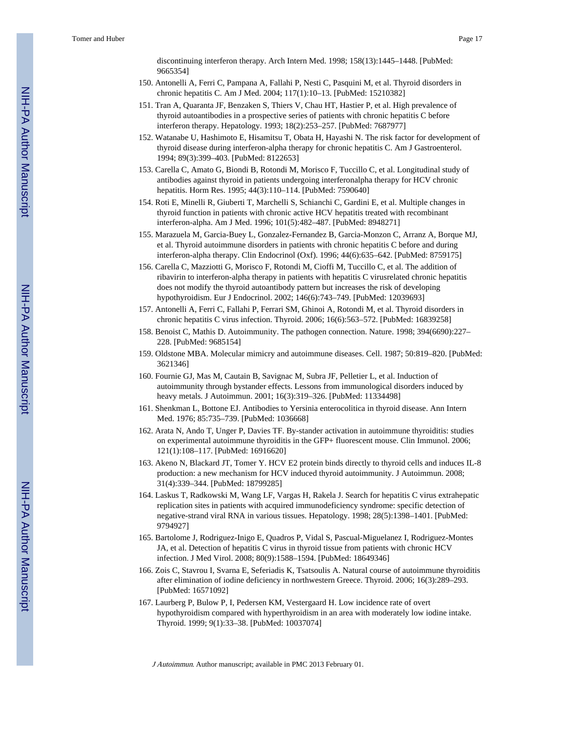discontinuing interferon therapy. Arch Intern Med. 1998; 158(13):1445–1448. [PubMed: 9665354]

150. Antonelli A, Ferri C, Pampana A, Fallahi P, Nesti C, Pasquini M, et al. Thyroid disorders in chronic hepatitis C. Am J Med. 2004; 117(1):10–13. [PubMed: 15210382]
151. Tran A, Quaranta JF, Benzaken S, Thiers V, Chau HT, Hastier P, et al. High prevalence of thyroid autoantibodies in a prospective series of patients with chronic hepatitis C before interferon therapy. Hepatology. 1993; 18(2):253–257. [PubMed: 7687977]
152. Watanabe U, Hashimoto E, Hisamitsu T, Obata H, Hayashi N. The risk factor for development of thyroid disease during interferon-alpha therapy for chronic hepatitis C. Am J Gastroenterol. 1994; 89(3):399–403. [PubMed: 8122653]
153. Carella C, Amato G, Biondi B, Rotondi M, Morisco F, Tuccillo C, et al. Longitudinal study of antibodies against thyroid in patients undergoing interferonalpha therapy for HCV chronic hepatitis. Horm Res. 1995; 44(3):110–114. [PubMed: 7590640]
154. Roti E, Minelli R, Giuberti T, Marchelli S, Schianchi C, Gardini E, et al. Multiple changes in thyroid function in patients with chronic active HCV hepatitis treated with recombinant interferon-alpha. Am J Med. 1996; 101(5):482–487. [PubMed: 8948271]
155. Marazuela M, Garcia-Buey L, Gonzalez-Fernandez B, Garcia-Monzon C, Arranz A, Borque MJ, et al. Thyroid autoimmune disorders in patients with chronic hepatitis C before and during interferon-alpha therapy. Clin Endocrinol (Oxf). 1996; 44(6):635–642. [PubMed: 8759175]
156. Carella C, Mazziotti G, Morisco F, Rotondi M, Cioffi M, Tuccillo C, et al. The addition of ribavirin to interferon-alpha therapy in patients with hepatitis C virusrelated chronic hepatitis does not modify the thyroid autoantibody pattern but increases the risk of developing hypothyroidism. Eur J Endocrinol. 2002; 146(6):743–749. [PubMed: 12039693]
157. Antonelli A, Ferri C, Fallahi P, Ferrari SM, Ghinoi A, Rotondi M, et al. Thyroid disorders in chronic hepatitis C virus infection. Thyroid. 2006; 16(6):563–572. [PubMed: 16839258]
158. Benoist C, Mathis D. Autoimmunity. The pathogen connection. Nature. 1998; 394(6690):227–228. [PubMed: 9685154]
159. Oldstone MBA. Molecular mimicry and autoimmune diseases. Cell. 1987; 50:819–820. [PubMed: 3621346]
160. Fournie GJ, Mas M, Cautain B, Savignac M, Subra JF, Pelletier L, et al. Induction of autoimmunity through bystander effects. Lessons from immunological disorders induced by heavy metals. J Autoimmun. 2001; 16(3):319–326. [PubMed: 11334498]
161. Shenkman L, Bottone EJ. Antibodies to Yersinia enterocolitica in thyroid disease. Ann Intern Med. 1976; 85:735–739. [PubMed: 1036668]
162. Arata N, Ando T, Unger P, Davies TF. By-stander activation in autoimmune thyroiditis: studies on experimental autoimmune thyroiditis in the GFP+ fluorescent mouse. Clin Immunol. 2006; 121(1):108–117. [PubMed: 16916620]
163. Akeno N, Blackard JT, Tomer Y. HCV E2 protein binds directly to thyroid cells and induces IL-8 production: a new mechanism for HCV induced thyroid autoimmunity. J Autoimmun. 2008; 31(4):339–344. [PubMed: 18799285]
164. Laskus T, Radkowski M, Wang LF, Vargas H, Rakela J. Search for hepatitis C virus extrahepatic replication sites in patients with acquired immunodeficiency syndrome: specific detection of negative-strand viral RNA in various tissues. Hepatology. 1998; 28(5):1398–1401. [PubMed: 9794927]
165. Bartolome J, Rodriguez-Inigo E, Quadros P, Vidal S, Pascual-Miguelanez I, Rodriguez-Montes JA, et al. Detection of hepatitis C virus in thyroid tissue from patients with chronic HCV infection. J Med Virol. 2008; 80(9):1588–1594. [PubMed: 18649346]
166. Zois C, Stavrou I, Svarna E, Seferiadis K, Tsatsoulis A. Natural course of autoimmune thyroiditis after elimination of iodine deficiency in northwestern Greece. Thyroid. 2006; 16(3):289–293. [PubMed: 16571092]
167. Laurberg P, Bulow P, I, Pedersen KM, Vestergaard H. Low incidence rate of overt hypothyroidism compared with hyperthyroidism in an area with moderately low iodine intake. Thyroid. 1999; 9(1):33–38. [PubMed: 10037074]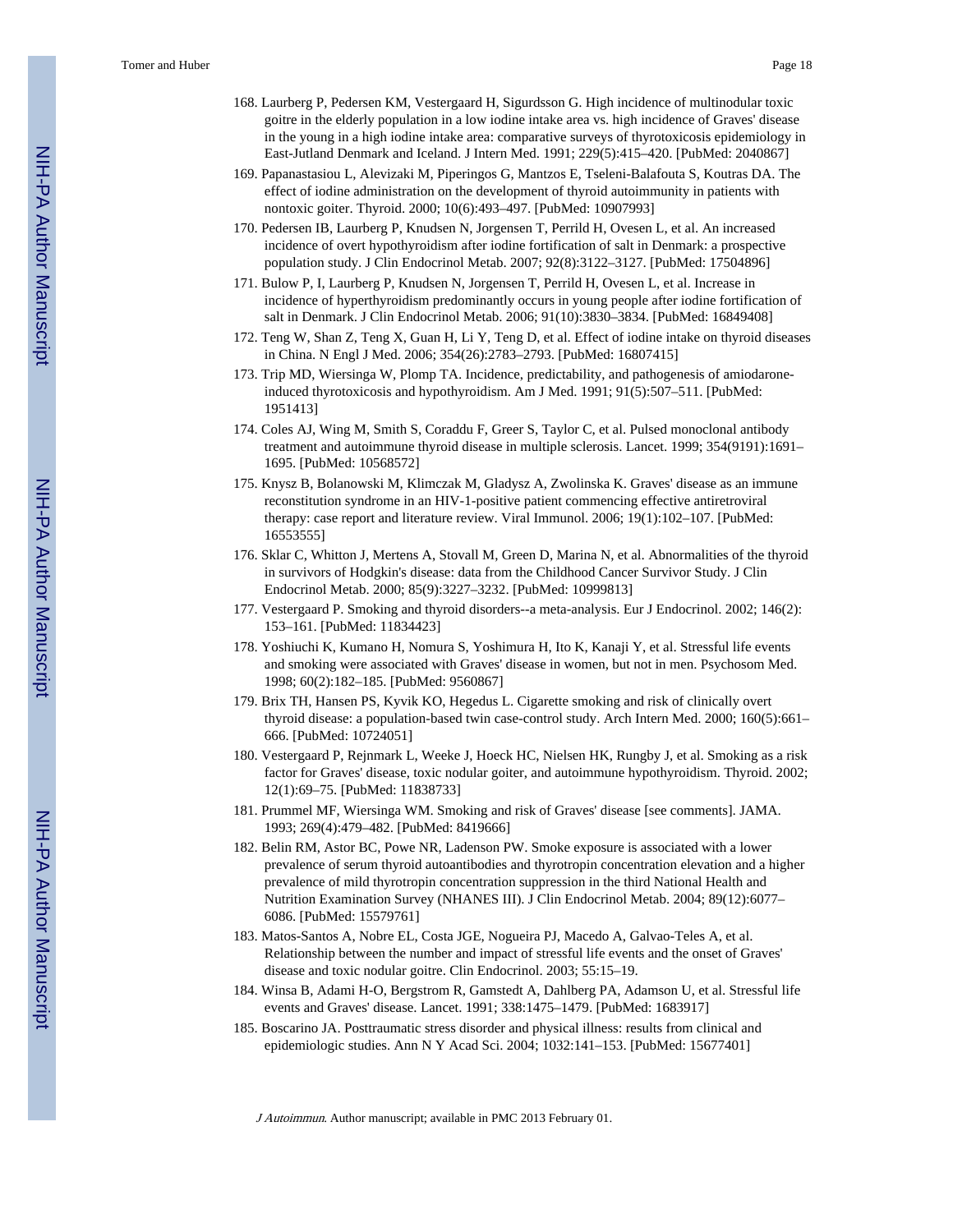168. Laurberg P, Pedersen KM, Vestergaard H, Sigurdsson G. High incidence of multinodular toxic goitre in the elderly population in a low iodine intake area vs. high incidence of Graves' disease in the young in a high iodine intake area: comparative surveys of thyrotoxicosis epidemiology in East-Jutland Denmark and Iceland. J Intern Med. 1991; 229(5):415–420. [PubMed: 2040867]
169. Papanastasiou L, Alevizaki M, Piperingos G, Mantzos E, Tseleni-Balafouta S, Koutras DA. The effect of iodine administration on the development of thyroid autoimmunity in patients with nontoxic goiter. Thyroid. 2000; 10(6):493–497. [PubMed: 10907993]
170. Pedersen IB, Laurberg P, Knudsen N, Jorgensen T, Perrild H, Ovesen L, et al. An increased incidence of overt hypothyroidism after iodine fortification of salt in Denmark: a prospective population study. J Clin Endocrinol Metab. 2007; 92(8):3122–3127. [PubMed: 17504896]
171. Bulow P, I, Laurberg P, Knudsen N, Jorgensen T, Perrild H, Ovesen L, et al. Increase in incidence of hyperthyroidism predominantly occurs in young people after iodine fortification of salt in Denmark. J Clin Endocrinol Metab. 2006; 91(10):3830–3834. [PubMed: 16849408]
172. Teng W, Shan Z, Teng X, Guan H, Li Y, Teng D, et al. Effect of iodine intake on thyroid diseases in China. N Engl J Med. 2006; 354(26):2783–2793. [PubMed: 16807415]
173. Trip MD, Wiersinga W, Plomp TA. Incidence, predictability, and pathogenesis of amiodarone-induced thyrotoxicosis and hypothyroidism. Am J Med. 1991; 91(5):507–511. [PubMed: 1951413]
174. Coles AJ, Wing M, Smith S, Coraddu F, Greer S, Taylor C, et al. Pulsed monoclonal antibody treatment and autoimmune thyroid disease in multiple sclerosis. Lancet. 1999; 354(9191):1691–1695. [PubMed: 10568572]
175. Knysz B, Bolanowski M, Klimczak M, Gladysz A, Zwolinska K. Graves' disease as an immune reconstitution syndrome in an HIV-1-positive patient commencing effective antiretroviral therapy: case report and literature review. Viral Immunol. 2006; 19(1):102–107. [PubMed: 16553555]
176. Sklar C, Whitton J, Mertens A, Stovall M, Green D, Marina N, et al. Abnormalities of the thyroid in survivors of Hodgkin's disease: data from the Childhood Cancer Survivor Study. J Clin Endocrinol Metab. 2000; 85(9):3227–3232. [PubMed: 10999813]
177. Vestergaard P. Smoking and thyroid disorders--a meta-analysis. Eur J Endocrinol. 2002; 146(2): 153–161. [PubMed: 11834423]
178. Yoshiuchi K, Kumano H, Nomura S, Yoshimura H, Ito K, Kanaji Y, et al. Stressful life events and smoking were associated with Graves' disease in women, but not in men. Psychosom Med. 1998; 60(2):182–185. [PubMed: 9560867]
179. Brix TH, Hansen PS, Kyvik KO, Hegedus L. Cigarette smoking and risk of clinically overt thyroid disease: a population-based twin case-control study. Arch Intern Med. 2000; 160(5):661–666. [PubMed: 10724051]
180. Vestergaard P, Rejnmark L, Weeke J, Hoeck HC, Nielsen HK, Rungby J, et al. Smoking as a risk factor for Graves' disease, toxic nodular goiter, and autoimmune hypothyroidism. Thyroid. 2002; 12(1):69–75. [PubMed: 11838733]
181. Prummel MF, Wiersinga WM. Smoking and risk of Graves' disease [see comments]. JAMA. 1993; 269(4):479–482. [PubMed: 8419666]
182. Belin RM, Astor BC, Powe NR, Ladenson PW. Smoke exposure is associated with a lower prevalence of serum thyroid autoantibodies and thyrotropin concentration elevation and a higher prevalence of mild thyrotropin concentration suppression in the third National Health and Nutrition Examination Survey (NHANES III). J Clin Endocrinol Metab. 2004; 89(12):6077–6086. [PubMed: 15579761]
183. Matos-Santos A, Nobre EL, Costa JGE, Nogueira PJ, Macedo A, Galvao-Teles A, et al. Relationship between the number and impact of stressful life events and the onset of Graves' disease and toxic nodular goitre. Clin Endocrinol. 2003; 55:15–19.
184. Winsa B, Adami H-O, Bergstrom R, Gamstedt A, Dahlberg PA, Adamson U, et al. Stressful life events and Graves' disease. Lancet. 1991; 338:1475–1479. [PubMed: 1683917]
185. Boscarino JA. Posttraumatic stress disorder and physical illness: results from clinical and epidemiologic studies. Ann N Y Acad Sci. 2004; 1032:141–153. [PubMed: 15677401]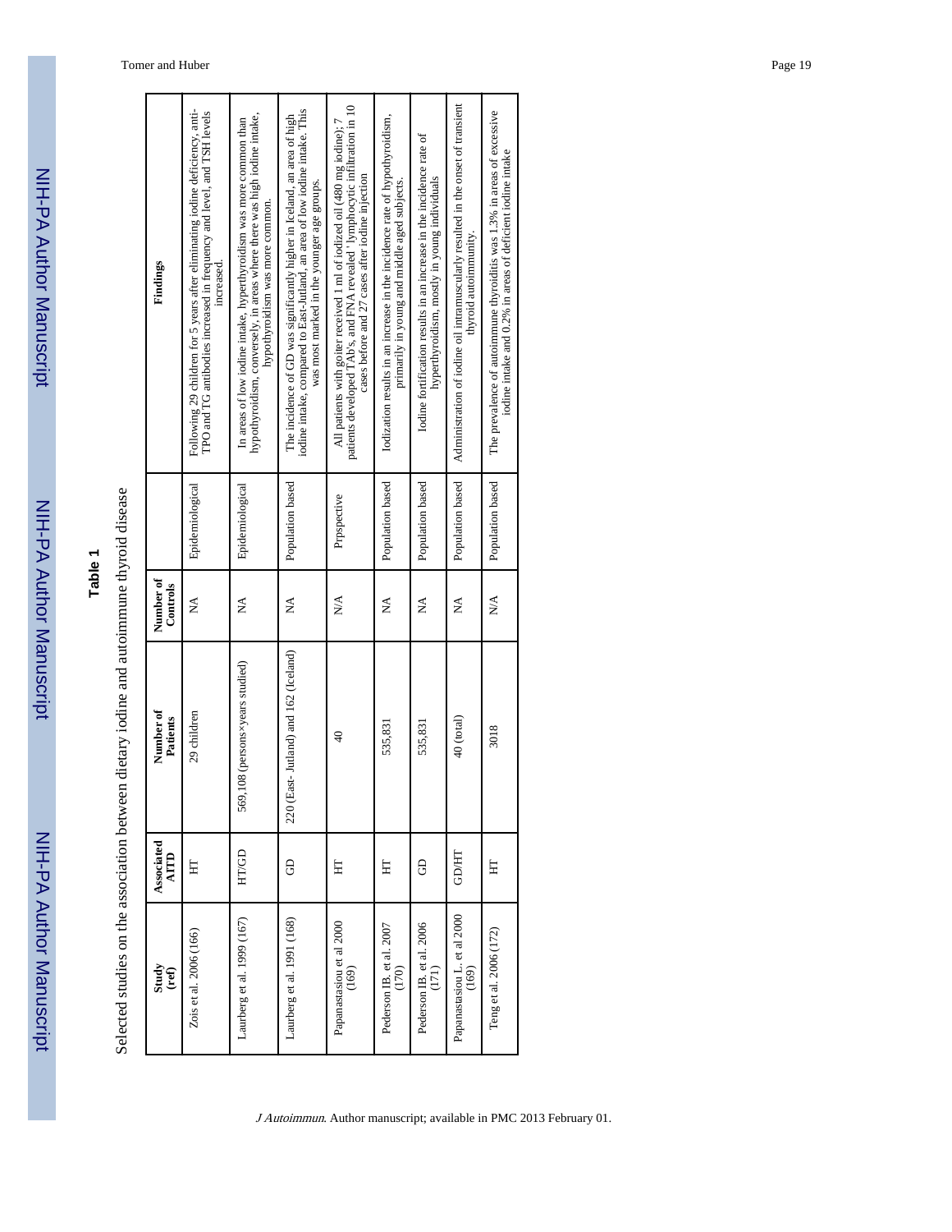**Table 1**

Selected studies on the association between dietary iodine and autoimmune thyroid disease

| Study (ref) | Associated AITD | Number of Patients | Number of Controls | | Findings |
|---|---|---|---|---|---|
| Zois et al. 2006 (166) | HT | 29 children | NA | Epidemiological | Following 29 children for 5 years after eliminating iodine deficiency, anti-TPO and TG antibodies increased in frequency and level, and TSH levels increased. |
| Laurberg et al. 1999 (167) | HT/GD | 569,108 (persons×years studied) | NA | Epidemiological | In areas of low iodine intake, hyperthyroidism was more common than hypothyroidism, conversely, in areas where there was high iodine intake, hypothyroidism was more common. |
| Laurberg et al. 1991 (168) | GD | 220 (East- Jutland) and 162 (Iceland) | NA | Population based | The incidence of GD was significantly higher in Iceland, an area of high iodine intake, compared to East-Jutland, an area of low iodine intake. This was most marked in the younger age groups. |
| Papanastasiou et al 2000 (169) | HT | 40 | N/A | Prpspective | All patients with goiter received 1 ml of iodized oil (480 mg iodine); 7 patients developed TAb's, and FNA revealed ' lymphocytic infiltration in 10 cases before and 27 cases after iodine injection |
| Pederson IB. et al. 2007 (170) | HT | 535,831 | NA | Population based | Iodization results in an increase in the incidence rate of hypothyroidism, primarily in young and middle aged subjects. |
| Pederson IB. et al. 2006 (171) | GD | 535,831 | NA | Population based | Iodine fortification results in an increase in the incidence rate of hyperthyroidism, mostly in young individuals |
| Papanastasiou L. et al 2000 (169) | GD/HT | 40 (total) | NA | Population based | Administration of iodine oil intramuscularly resulted in the onset of transient thyroid autoimmunity. |
| Teng et al. 2006 (172) | HT | 3018 | N/A | Population based | The prevalence of autoimmune thyroiditis was 1.3% in areas of excessive iodine intake and 0.2% in areas of deficient iodine intake |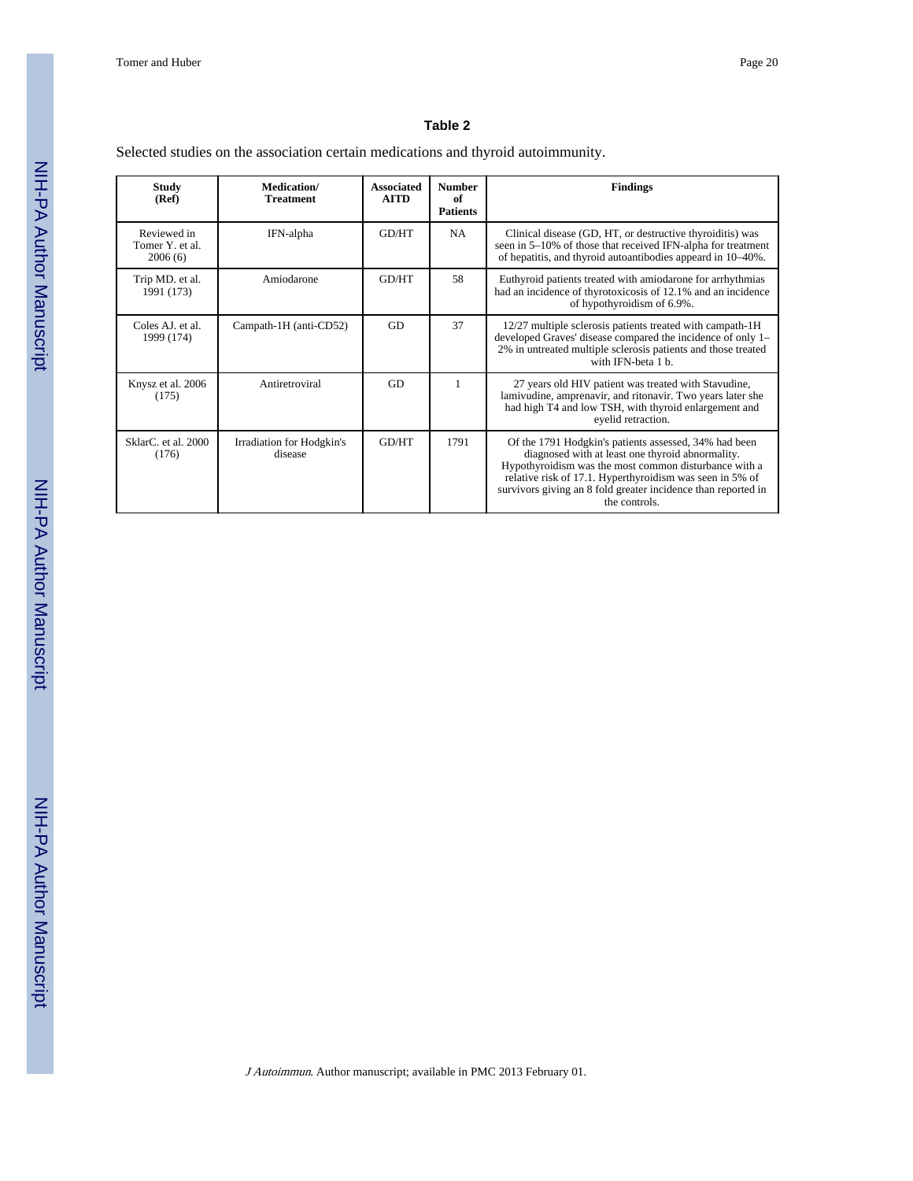**Table 2**

Selected studies on the association certain medications and thyroid autoimmunity.

| Study (Ref) | Medication/ Treatment | Associated AITD | Number of Patients | Findings |
|---|---|---|---|---|
| Reviewed in Tomer Y. et al. 2006 (6) | IFN-alpha | GD/HT | NA | Clinical disease (GD, HT, or destructive thyroiditis) was seen in 5–10% of those that received IFN-alpha for treatment of hepatitis, and thyroid autoantibodies appeard in 10–40%. |
| Trip MD. et al. 1991 (173) | Amiodarone | GD/HT | 58 | Euthyroid patients treated with amiodarone for arrhythmias had an incidence of thyrotoxicosis of 12.1% and an incidence of hypothyroidism of 6.9%. |
| Coles AJ. et al. 1999 (174) | Campath-1H (anti-CD52) | GD | 37 | 12/27 multiple sclerosis patients treated with campath-1H developed Graves' disease compared the incidence of only 1–2% in untreated multiple sclerosis patients and those treated with IFN-beta 1 b. |
| Knysz et al. 2006 (175) | Antiretroviral | GD | 1 | 27 years old HIV patient was treated with Stavudine, lamivudine, amprenavir, and ritonavir. Two years later she had high T4 and low TSH, with thyroid enlargement and eyelid retraction. |
| SklarC. et al. 2000 (176) | Irradiation for Hodgkin's disease | GD/HT | 1791 | Of the 1791 Hodgkin's patients assessed, 34% had been diagnosed with at least one thyroid abnormality. Hypothyroidism was the most common disturbance with a relative risk of 17.1. Hyperthyroidism was seen in 5% of survivors giving an 8 fold greater incidence than reported in the controls. |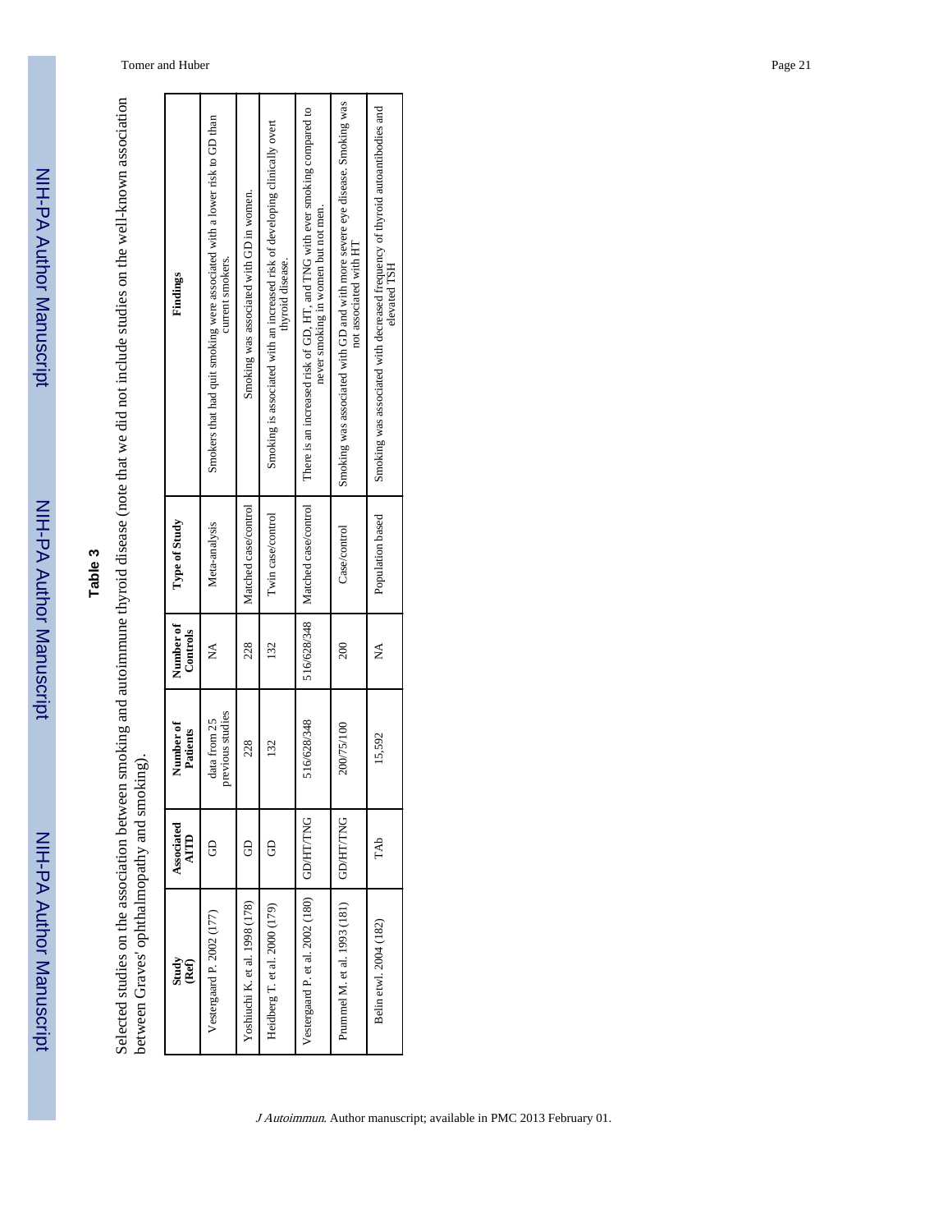**Table 3**

Selected studies on the association between smoking and autoimmune thyroid disease (note that we did not include studies on the well-known association between Graves' ophthalmopathy and smoking).

| Study (Ref) | Associated AITD | Number of Patients | Number of Controls | Type of Study | Findings |
|---|---|---|---|---|---|
| Vestergaard P. 2002 (177) | GD | data from 25 previous studies | NA | Meta-analysis | Smokers that had quit smoking were associated with a lower risk to GD than current smokers. |
| Yoshiuchi K. et al. 1998 (178) | GD | 228 | 228 | Matched case/control | Smoking was associated with GD in women. |
| Heidberg T. et al. 2000 (179) | GD | 132 | 132 | Twin case/control | Smoking is associated with an increased risk of developing clinically overt thyroid disease. |
| Vestergaard P. et al. 2002 (180) | GD/HT/TNG | 516/628/348 | 516/628/348 | Matched case/control | There is an increased risk of GD, HT, and TNG with ever smoking compared to never smoking in women but not men. |
| Prummel M. et al. 1993 (181) | GD/HT/TNG | 200/75/100 | 200 | Case/control | Smoking was associated with GD and with more severe eye disease. Smoking was not associated with HT |
| Belin etwl. 2004 (182) | TAb | 15,592 | NA | Population based | Smoking was associated with decreased frequency of thyroid autoantibodies and elevated TSH |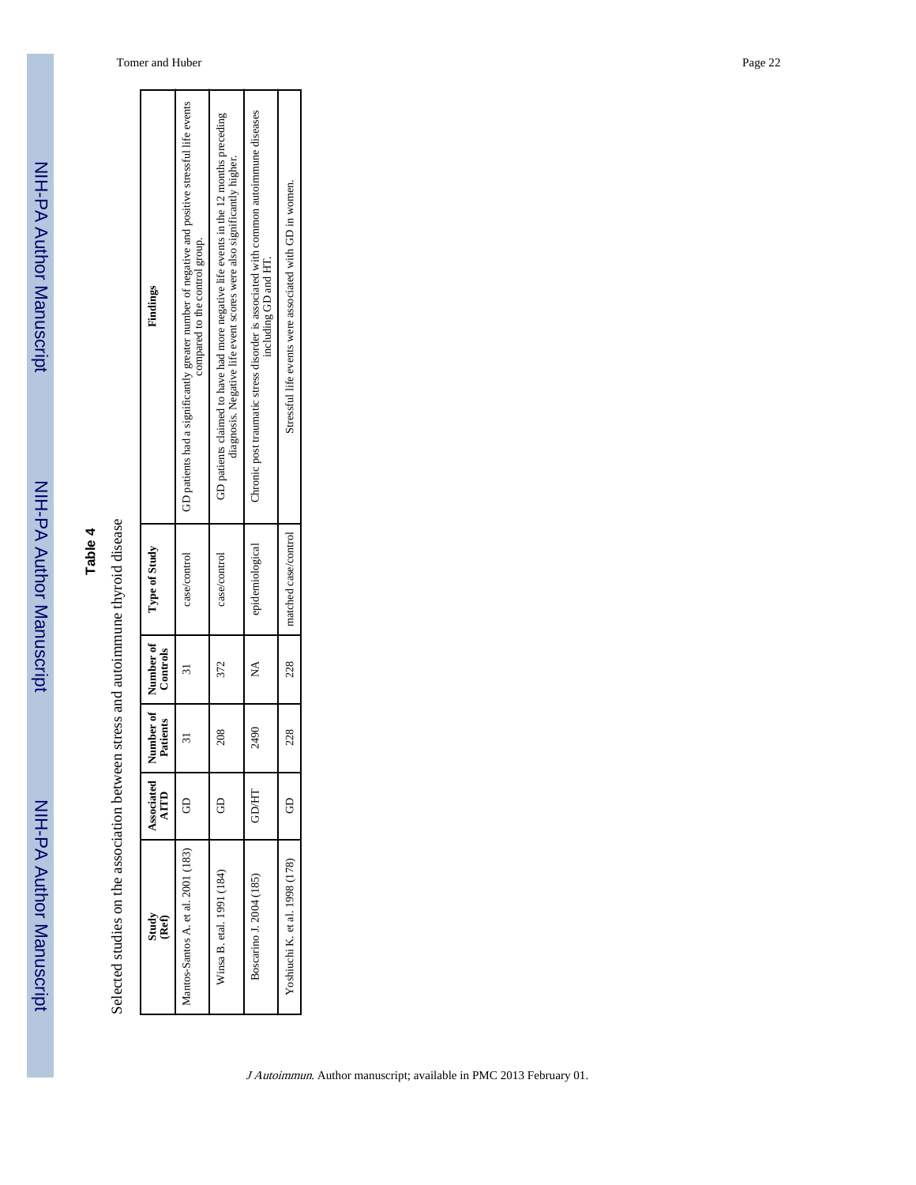**Table 4**

Selected studies on the association between stress and autoimmune thyroid disease

| Study (Ref) | Associated AITD | Number of Patients | Number of Controls | Type of Study | Findings |
| --- | --- | --- | --- | --- | --- |
| Mantos-Santos A. et al. 2001 (183) | GD | 31 | 31 | case/control | GD patients had a significantly greater number of negative and positive stressful life events compared to the control group. |
| Winsa B. etal. 1991 (184) | GD | 208 | 372 | case/control | GD patients claimed to have had more negative life events in the 12 months preceding diagnosis. Negative life event scores were also significantly higher. |
| Boscarino J. 2004 (185) | GD/HT | 2490 | NA | epidemiological | Chronic post traumatic stress disorder is associated with common autoimmune diseases including GD and HT. |
| Yoshiuchi K. et al. 1998 (178) | GD | 228 | 228 | matched case/control | Stressful life events were associated with GD in women. |